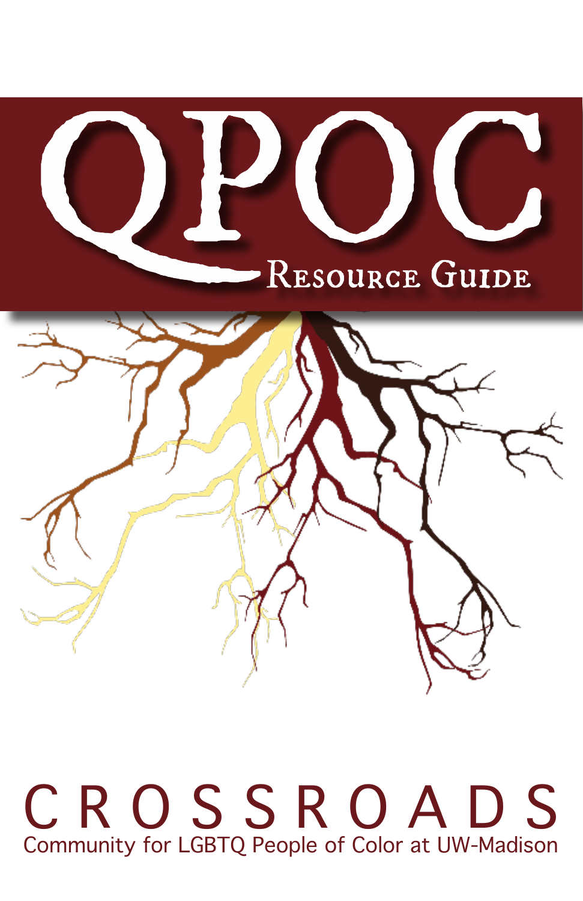# QPOC

## Resource Guide

# CROSSROADS

Community for LGBTQ People of Color at UW-Madison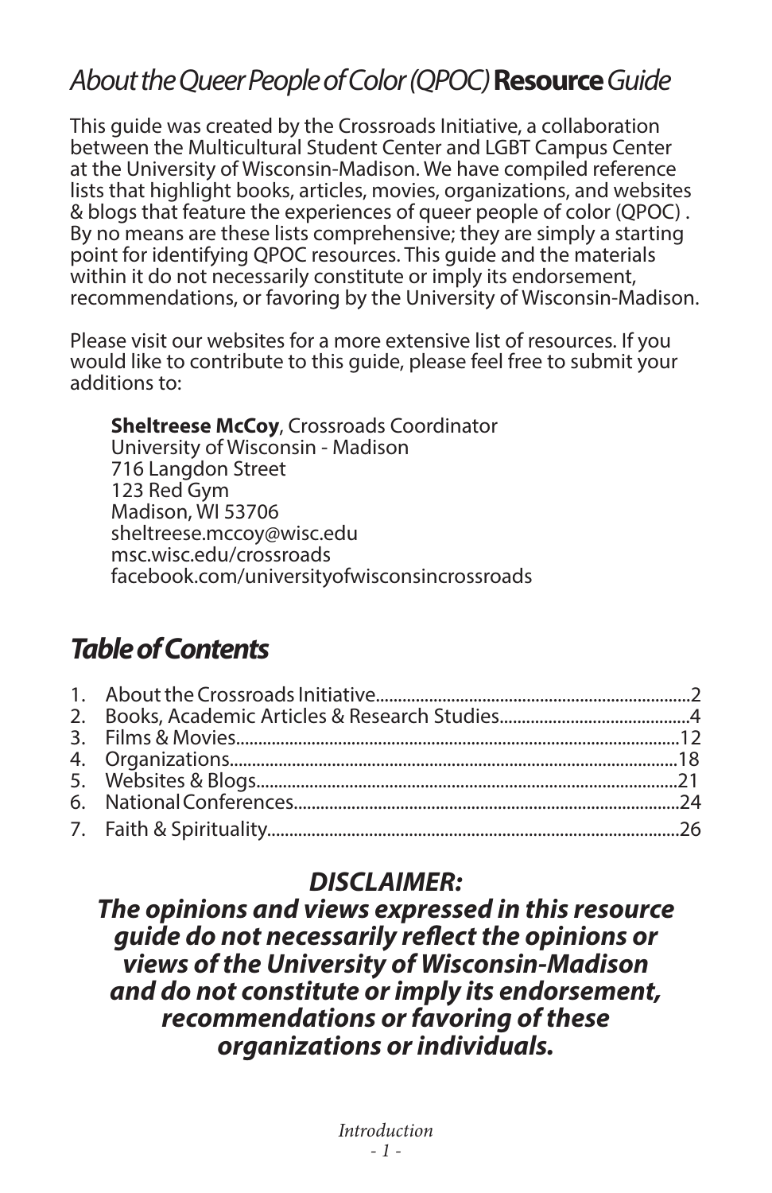## *About the Queer People of Color (QPOC)* **Resource** *Guide*

This guide was created by the Crossroads Initiative, a collaboration between the Multicultural Student Center and LGBT Campus Center at the University of Wisconsin-Madison. We have compiled reference lists that highlight books, articles, movies, organizations, and websites & blogs that feature the experiences of queer people of color (QPOC) . By no means are these lists comprehensive; they are simply a starting point for identifying QPOC resources. This guide and the materials within it do not necessarily constitute or imply its endorsement, recommendations, or favoring by the University of Wisconsin-Madison.

Please visit our websites for a more extensive list of resources. If you would like to contribute to this guide, please feel free to submit your additions to:

**Sheltreese McCoy**, Crossroads Coordinator
University of Wisconsin - Madison
716 Langdon Street
123 Red Gym
Madison, WI 53706
sheltreese.mccoy@wisc.edu
msc.wisc.edu/crossroads
facebook.com/universityofwisconsincrossroads

## *Table of Contents*

1. About the Crossroads Initiative....................................................................2
2. Books, Academic Articles & Research Studies..........................................4
3. Films & Movies..................................................................................................12
4. Organizations...................................................................................................18
5. Websites & Blogs.............................................................................................21
6. National Conferences.....................................................................................24
7. Faith & Spirituality...........................................................................................26

***DISCLAIMER:***
***The opinions and views expressed in this resource guide do not necessarily reflect the opinions or views of the University of Wisconsin-Madison and do not constitute or imply its endorsement, recommendations or favoring of these organizations or individuals.***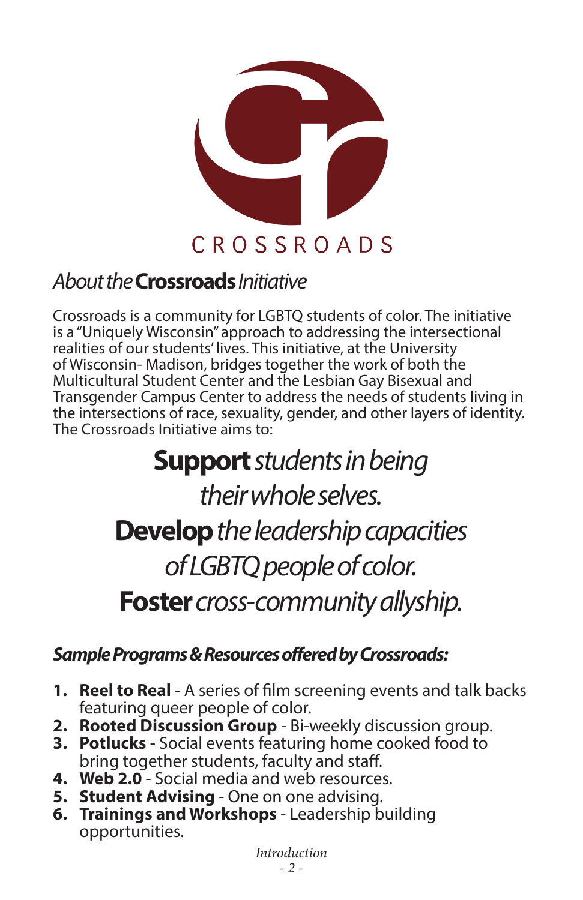CROSSROADS

## *About the* **Crossroads** *Initiative*

Crossroads is a community for LGBTQ students of color. The initiative is a "Uniquely Wisconsin" approach to addressing the intersectional realities of our students' lives. This initiative, at the University of Wisconsin- Madison, bridges together the work of both the Multicultural Student Center and the Lesbian Gay Bisexual and Transgender Campus Center to address the needs of students living in the intersections of race, sexuality, gender, and other layers of identity. The Crossroads Initiative aims to:

**Support** *students in being their whole selves.*

**Develop** *the leadership capacities of LGBTQ people of color.*

**Foster** *cross-community allyship.*

### ***Sample Programs & Resources offered by Crossroads:***

1. **Reel to Real** - A series of film screening events and talk backs featuring queer people of color.
2. **Rooted Discussion Group** - Bi-weekly discussion group.
3. **Potlucks** - Social events featuring home cooked food to bring together students, faculty and staff.
4. **Web 2.0** - Social media and web resources.
5. **Student Advising** - One on one advising.
6. **Trainings and Workshops** - Leadership building opportunities.

*Introduction*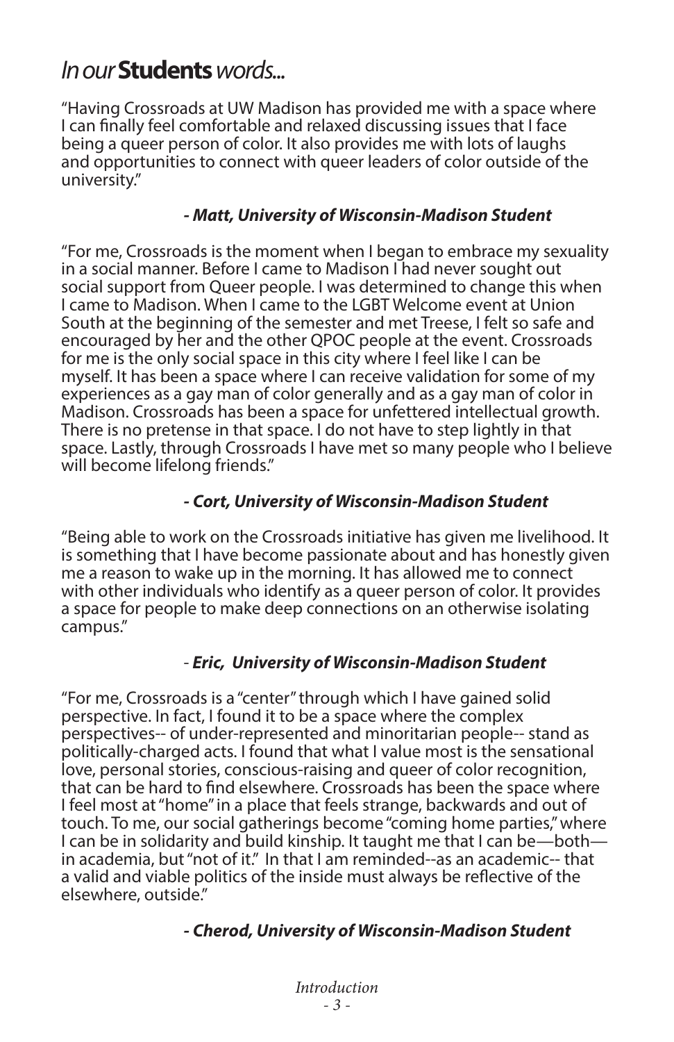# *In our* **Students** *words...*

"Having Crossroads at UW Madison has provided me with a space where I can finally feel comfortable and relaxed discussing issues that I face being a queer person of color. It also provides me with lots of laughs and opportunities to connect with queer leaders of color outside of the university."

***- Matt, University of Wisconsin-Madison Student***

"For me, Crossroads is the moment when I began to embrace my sexuality in a social manner. Before I came to Madison I had never sought out social support from Queer people. I was determined to change this when I came to Madison. When I came to the LGBT Welcome event at Union South at the beginning of the semester and met Treese, I felt so safe and encouraged by her and the other QPOC people at the event. Crossroads for me is the only social space in this city where I feel like I can be myself. It has been a space where I can receive validation for some of my experiences as a gay man of color generally and as a gay man of color in Madison. Crossroads has been a space for unfettered intellectual growth. There is no pretense in that space. I do not have to step lightly in that space. Lastly, through Crossroads I have met so many people who I believe will become lifelong friends."

***- Cort, University of Wisconsin-Madison Student***

"Being able to work on the Crossroads initiative has given me livelihood. It is something that I have become passionate about and has honestly given me a reason to wake up in the morning. It has allowed me to connect with other individuals who identify as a queer person of color. It provides a space for people to make deep connections on an otherwise isolating campus."

- ***Eric, University of Wisconsin-Madison Student***

"For me, Crossroads is a "center" through which I have gained solid perspective. In fact, I found it to be a space where the complex perspectives-- of under-represented and minoritarian people-- stand as politically-charged acts. I found that what I value most is the sensational love, personal stories, conscious-raising and queer of color recognition, that can be hard to find elsewhere. Crossroads has been the space where I feel most at "home" in a place that feels strange, backwards and out of touch. To me, our social gatherings become "coming home parties," where I can be in solidarity and build kinship. It taught me that I can be—both—in academia, but "not of it." In that I am reminded--as an academic-- that a valid and viable politics of the inside must always be reflective of the elsewhere, outside."

***- Cherod, University of Wisconsin-Madison Student***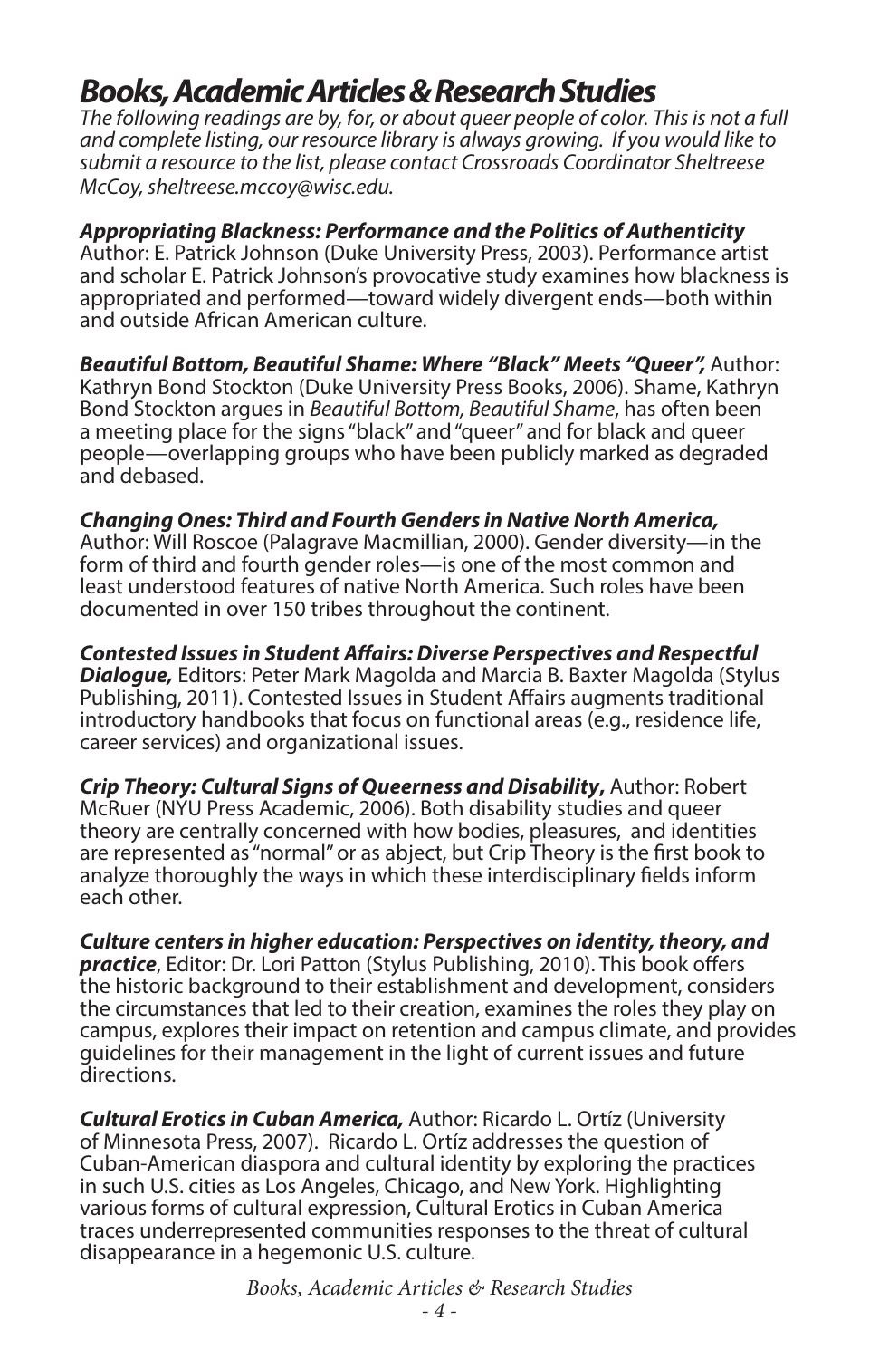# *Books, Academic Articles & Research Studies*

*The following readings are by, for, or about queer people of color. This is not a full and complete listing, our resource library is always growing. If you would like to submit a resource to the list, please contact Crossroads Coordinator Sheltreese McCoy, sheltreese.mccoy@wisc.edu.*

***Appropriating Blackness: Performance and the Politics of Authenticity***
Author: E. Patrick Johnson (Duke University Press, 2003). Performance artist and scholar E. Patrick Johnson's provocative study examines how blackness is appropriated and performed—toward widely divergent ends—both within and outside African American culture.

***Beautiful Bottom, Beautiful Shame: Where "Black" Meets "Queer",*** Author: Kathryn Bond Stockton (Duke University Press Books, 2006). Shame, Kathryn Bond Stockton argues in *Beautiful Bottom, Beautiful Shame*, has often been a meeting place for the signs "black" and "queer" and for black and queer people—overlapping groups who have been publicly marked as degraded and debased.

***Changing Ones: Third and Fourth Genders in Native North America,***
Author: Will Roscoe (Palagrave Macmillian, 2000). Gender diversity—in the form of third and fourth gender roles—is one of the most common and least understood features of native North America. Such roles have been documented in over 150 tribes throughout the continent.

***Contested Issues in Student Affairs: Diverse Perspectives and Respectful Dialogue,*** Editors: Peter Mark Magolda and Marcia B. Baxter Magolda (Stylus Publishing, 2011). Contested Issues in Student Affairs augments traditional introductory handbooks that focus on functional areas (e.g., residence life, career services) and organizational issues.

***Crip Theory: Cultural Signs of Queerness and Disability*, ** Author: Robert McRuer (NYU Press Academic, 2006). Both disability studies and queer theory are centrally concerned with how bodies, pleasures, and identities are represented as "normal" or as abject, but Crip Theory is the first book to analyze thoroughly the ways in which these interdisciplinary fields inform each other.

***Culture centers in higher education: Perspectives on identity, theory, and practice***, Editor: Dr. Lori Patton (Stylus Publishing, 2010). This book offers the historic background to their establishment and development, considers the circumstances that led to their creation, examines the roles they play on campus, explores their impact on retention and campus climate, and provides guidelines for their management in the light of current issues and future directions.

***Cultural Erotics in Cuban America,*** Author: Ricardo L. Ortíz (University of Minnesota Press, 2007). Ricardo L. Ortíz addresses the question of Cuban-American diaspora and cultural identity by exploring the practices in such U.S. cities as Los Angeles, Chicago, and New York. Highlighting various forms of cultural expression, Cultural Erotics in Cuban America traces underrepresented communities responses to the threat of cultural disappearance in a hegemonic U.S. culture.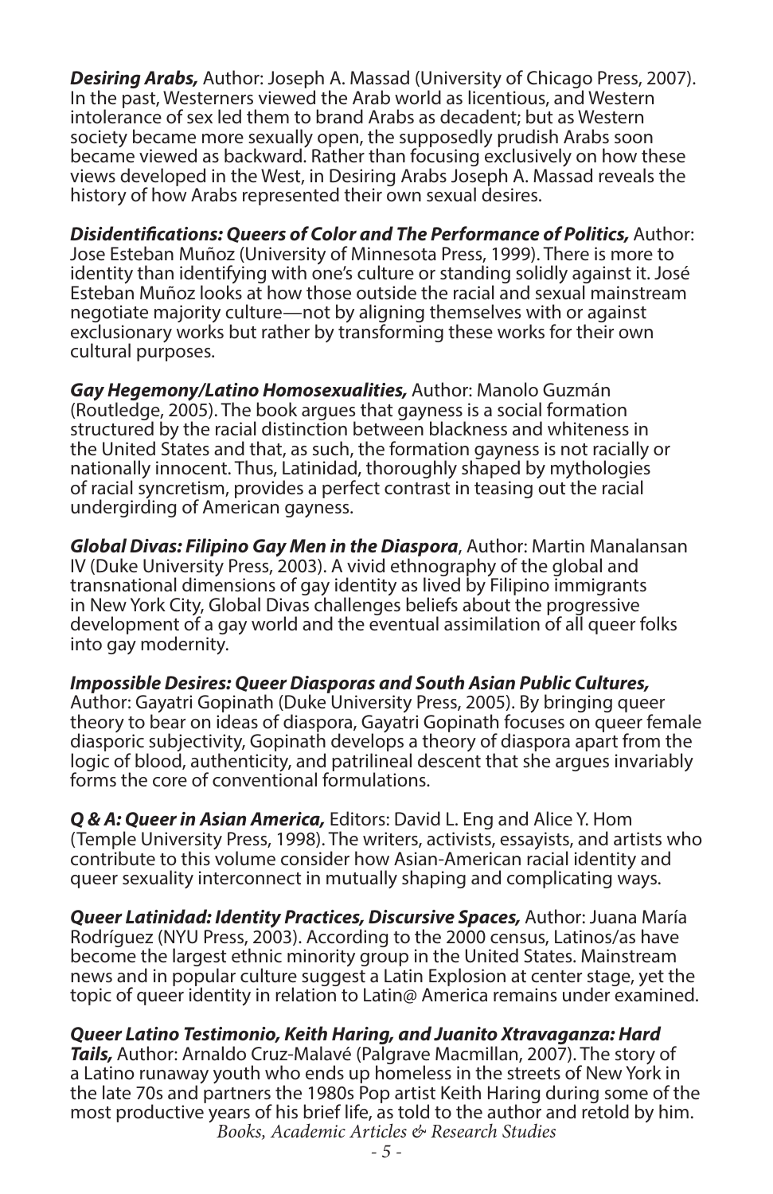***Desiring Arabs,*** Author: Joseph A. Massad (University of Chicago Press, 2007). In the past, Westerners viewed the Arab world as licentious, and Western intolerance of sex led them to brand Arabs as decadent; but as Western society became more sexually open, the supposedly prudish Arabs soon became viewed as backward. Rather than focusing exclusively on how these views developed in the West, in Desiring Arabs Joseph A. Massad reveals the history of how Arabs represented their own sexual desires.

***Disidentifications: Queers of Color and The Performance of Politics,*** Author: Jose Esteban Muñoz (University of Minnesota Press, 1999). There is more to identity than identifying with one's culture or standing solidly against it. José Esteban Muñoz looks at how those outside the racial and sexual mainstream negotiate majority culture—not by aligning themselves with or against exclusionary works but rather by transforming these works for their own cultural purposes.

***Gay Hegemony/Latino Homosexualities,*** Author: Manolo Guzmán (Routledge, 2005). The book argues that gayness is a social formation structured by the racial distinction between blackness and whiteness in the United States and that, as such, the formation gayness is not racially or nationally innocent. Thus, Latinidad, thoroughly shaped by mythologies of racial syncretism, provides a perfect contrast in teasing out the racial undergirding of American gayness.

***Global Divas: Filipino Gay Men in the Diaspora***, Author: Martin Manalansan IV (Duke University Press, 2003). A vivid ethnography of the global and transnational dimensions of gay identity as lived by Filipino immigrants in New York City, Global Divas challenges beliefs about the progressive development of a gay world and the eventual assimilation of all queer folks into gay modernity.

***Impossible Desires: Queer Diasporas and South Asian Public Cultures,*** Author: Gayatri Gopinath (Duke University Press, 2005). By bringing queer theory to bear on ideas of diaspora, Gayatri Gopinath focuses on queer female diasporic subjectivity, Gopinath develops a theory of diaspora apart from the logic of blood, authenticity, and patrilineal descent that she argues invariably forms the core of conventional formulations.

***Q & A: Queer in Asian America,*** Editors: David L. Eng and Alice Y. Hom (Temple University Press, 1998). The writers, activists, essayists, and artists who contribute to this volume consider how Asian-American racial identity and queer sexuality interconnect in mutually shaping and complicating ways.

***Queer Latinidad: Identity Practices, Discursive Spaces,*** Author: Juana María Rodríguez (NYU Press, 2003). According to the 2000 census, Latinos/as have become the largest ethnic minority group in the United States. Mainstream news and in popular culture suggest a Latin Explosion at center stage, yet the topic of queer identity in relation to Latin@ America remains under examined.

***Queer Latino Testimonio, Keith Haring, and Juanito Xtravaganza: Hard Tails,*** Author: Arnaldo Cruz-Malavé (Palgrave Macmillan, 2007). The story of a Latino runaway youth who ends up homeless in the streets of New York in the late 70s and partners the 1980s Pop artist Keith Haring during some of the most productive years of his brief life, as told to the author and retold by him.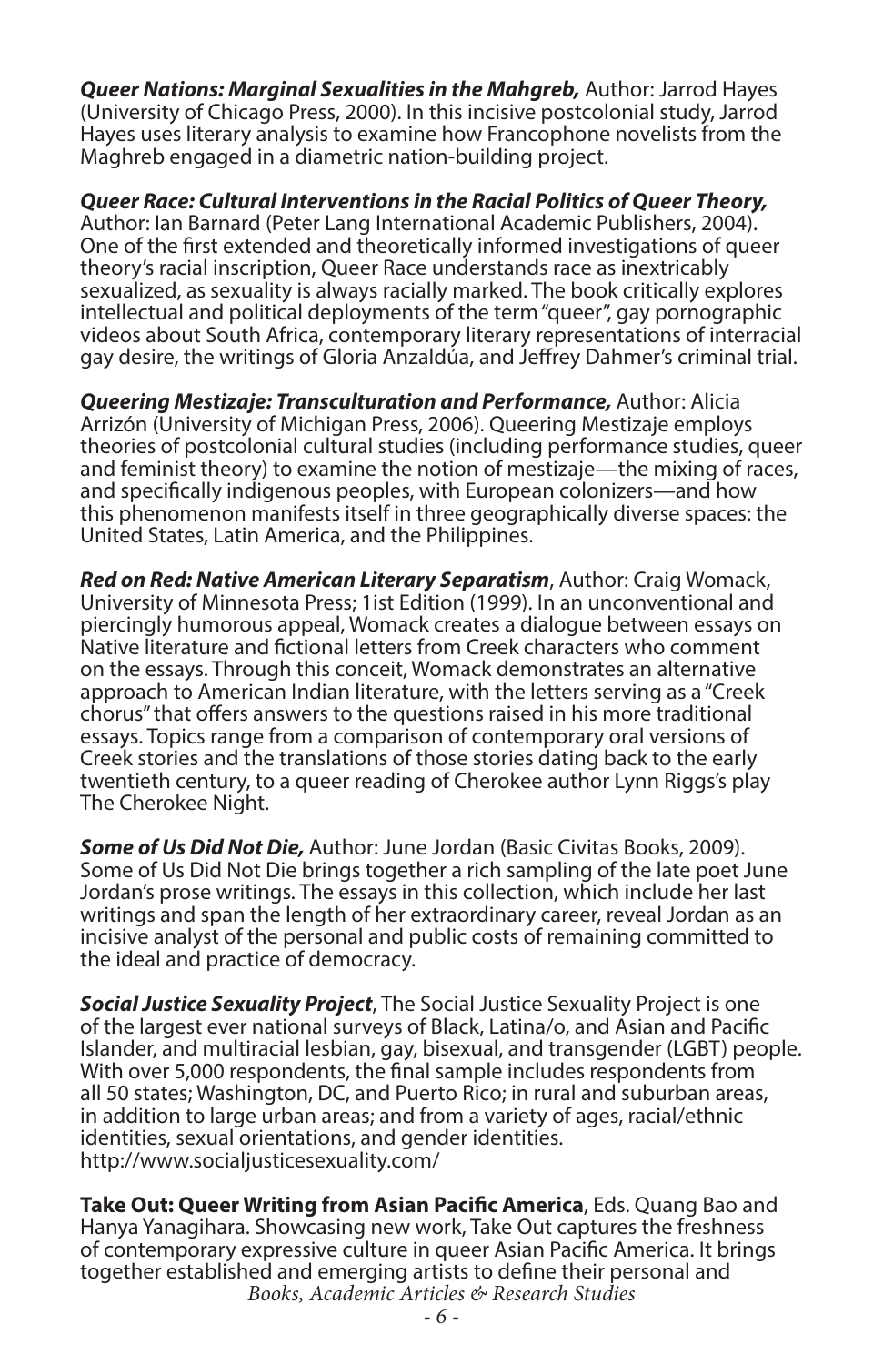***Queer Nations: Marginal Sexualities in the Mahgreb,*** Author: Jarrod Hayes (University of Chicago Press, 2000). In this incisive postcolonial study, Jarrod Hayes uses literary analysis to examine how Francophone novelists from the Maghreb engaged in a diametric nation-building project.

***Queer Race: Cultural Interventions in the Racial Politics of Queer Theory,*** Author: Ian Barnard (Peter Lang International Academic Publishers, 2004). One of the first extended and theoretically informed investigations of queer theory's racial inscription, Queer Race understands race as inextricably sexualized, as sexuality is always racially marked. The book critically explores intellectual and political deployments of the term "queer", gay pornographic videos about South Africa, contemporary literary representations of interracial gay desire, the writings of Gloria Anzaldúa, and Jeffrey Dahmer's criminal trial.

***Queering Mestizaje: Transculturation and Performance,*** Author: Alicia Arrizón (University of Michigan Press, 2006). Queering Mestizaje employs theories of postcolonial cultural studies (including performance studies, queer and feminist theory) to examine the notion of mestizaje—the mixing of races, and specifically indigenous peoples, with European colonizers—and how this phenomenon manifests itself in three geographically diverse spaces: the United States, Latin America, and the Philippines.

***Red on Red: Native American Literary Separatism***, Author: Craig Womack, University of Minnesota Press; 1ist Edition (1999). In an unconventional and piercingly humorous appeal, Womack creates a dialogue between essays on Native literature and fictional letters from Creek characters who comment on the essays. Through this conceit, Womack demonstrates an alternative approach to American Indian literature, with the letters serving as a "Creek chorus" that offers answers to the questions raised in his more traditional essays. Topics range from a comparison of contemporary oral versions of Creek stories and the translations of those stories dating back to the early twentieth century, to a queer reading of Cherokee author Lynn Riggs's play The Cherokee Night.

***Some of Us Did Not Die,*** Author: June Jordan (Basic Civitas Books, 2009). Some of Us Did Not Die brings together a rich sampling of the late poet June Jordan's prose writings. The essays in this collection, which include her last writings and span the length of her extraordinary career, reveal Jordan as an incisive analyst of the personal and public costs of remaining committed to the ideal and practice of democracy.

***Social Justice Sexuality Project***, The Social Justice Sexuality Project is one of the largest ever national surveys of Black, Latina/o, and Asian and Pacific Islander, and multiracial lesbian, gay, bisexual, and transgender (LGBT) people. With over 5,000 respondents, the final sample includes respondents from all 50 states; Washington, DC, and Puerto Rico; in rural and suburban areas, in addition to large urban areas; and from a variety of ages, racial/ethnic identities, sexual orientations, and gender identities. http://www.socialjusticesexuality.com/

**Take Out: Queer Writing from Asian Pacific America**, Eds. Quang Bao and Hanya Yanagihara. Showcasing new work, Take Out captures the freshness of contemporary expressive culture in queer Asian Pacific America. It brings together established and emerging artists to define their personal and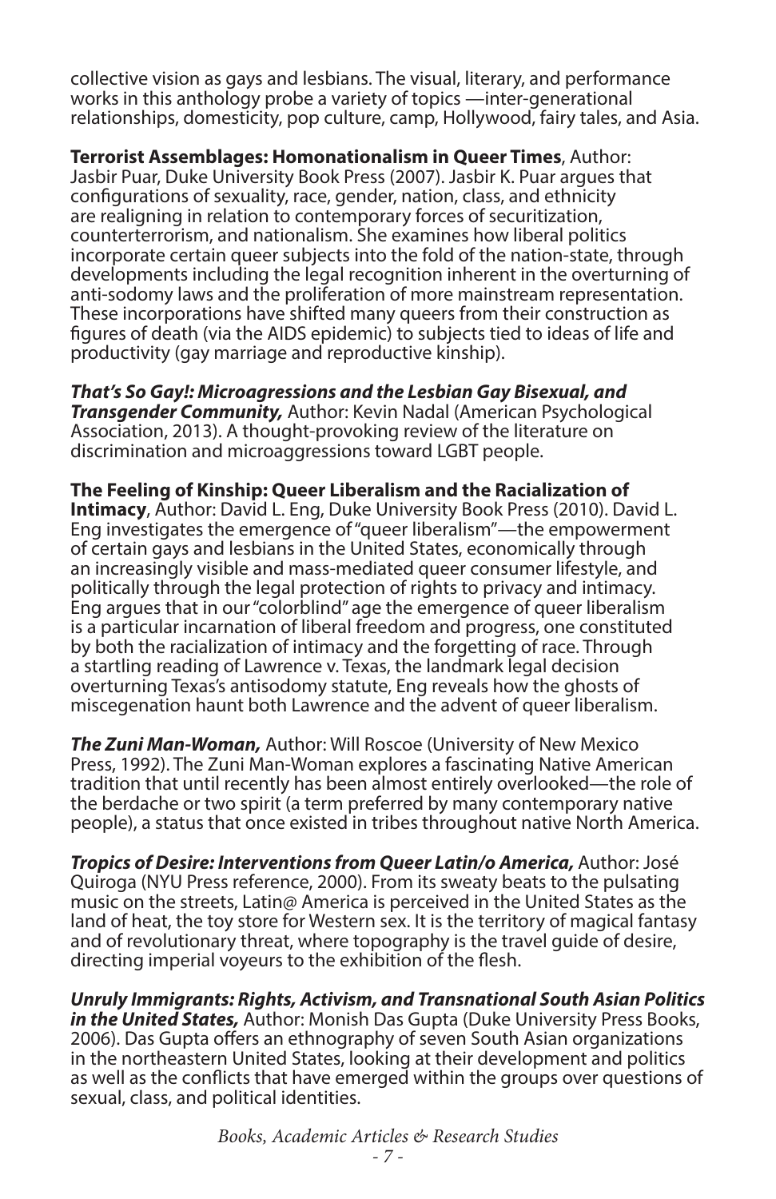collective vision as gays and lesbians. The visual, literary, and performance works in this anthology probe a variety of topics —inter-generational relationships, domesticity, pop culture, camp, Hollywood, fairy tales, and Asia.

**Terrorist Assemblages: Homonationalism in Queer Times**, Author: Jasbir Puar, Duke University Book Press (2007). Jasbir K. Puar argues that configurations of sexuality, race, gender, nation, class, and ethnicity are realigning in relation to contemporary forces of securitization, counterterrorism, and nationalism. She examines how liberal politics incorporate certain queer subjects into the fold of the nation-state, through developments including the legal recognition inherent in the overturning of anti-sodomy laws and the proliferation of more mainstream representation. These incorporations have shifted many queers from their construction as figures of death (via the AIDS epidemic) to subjects tied to ideas of life and productivity (gay marriage and reproductive kinship).

***That's So Gay!: Microagressions and the Lesbian Gay Bisexual, and Transgender Community,*** Author: Kevin Nadal (American Psychological Association, 2013). A thought-provoking review of the literature on discrimination and microaggressions toward LGBT people.

**The Feeling of Kinship: Queer Liberalism and the Racialization of Intimacy**, Author: David L. Eng, Duke University Book Press (2010). David L. Eng investigates the emergence of "queer liberalism"—the empowerment of certain gays and lesbians in the United States, economically through an increasingly visible and mass-mediated queer consumer lifestyle, and politically through the legal protection of rights to privacy and intimacy. Eng argues that in our "colorblind" age the emergence of queer liberalism is a particular incarnation of liberal freedom and progress, one constituted by both the racialization of intimacy and the forgetting of race. Through a startling reading of Lawrence v. Texas, the landmark legal decision overturning Texas's antisodomy statute, Eng reveals how the ghosts of miscegenation haunt both Lawrence and the advent of queer liberalism.

***The Zuni Man-Woman,*** Author: Will Roscoe (University of New Mexico Press, 1992). The Zuni Man-Woman explores a fascinating Native American tradition that until recently has been almost entirely overlooked—the role of the berdache or two spirit (a term preferred by many contemporary native people), a status that once existed in tribes throughout native North America.

***Tropics of Desire: Interventions from Queer Latin/o America,*** Author: José Quiroga (NYU Press reference, 2000). From its sweaty beats to the pulsating music on the streets, Latin@ America is perceived in the United States as the land of heat, the toy store for Western sex. It is the territory of magical fantasy and of revolutionary threat, where topography is the travel guide of desire, directing imperial voyeurs to the exhibition of the flesh.

***Unruly Immigrants: Rights, Activism, and Transnational South Asian Politics in the United States,*** Author: Monish Das Gupta (Duke University Press Books, 2006). Das Gupta offers an ethnography of seven South Asian organizations in the northeastern United States, looking at their development and politics as well as the conflicts that have emerged within the groups over questions of sexual, class, and political identities.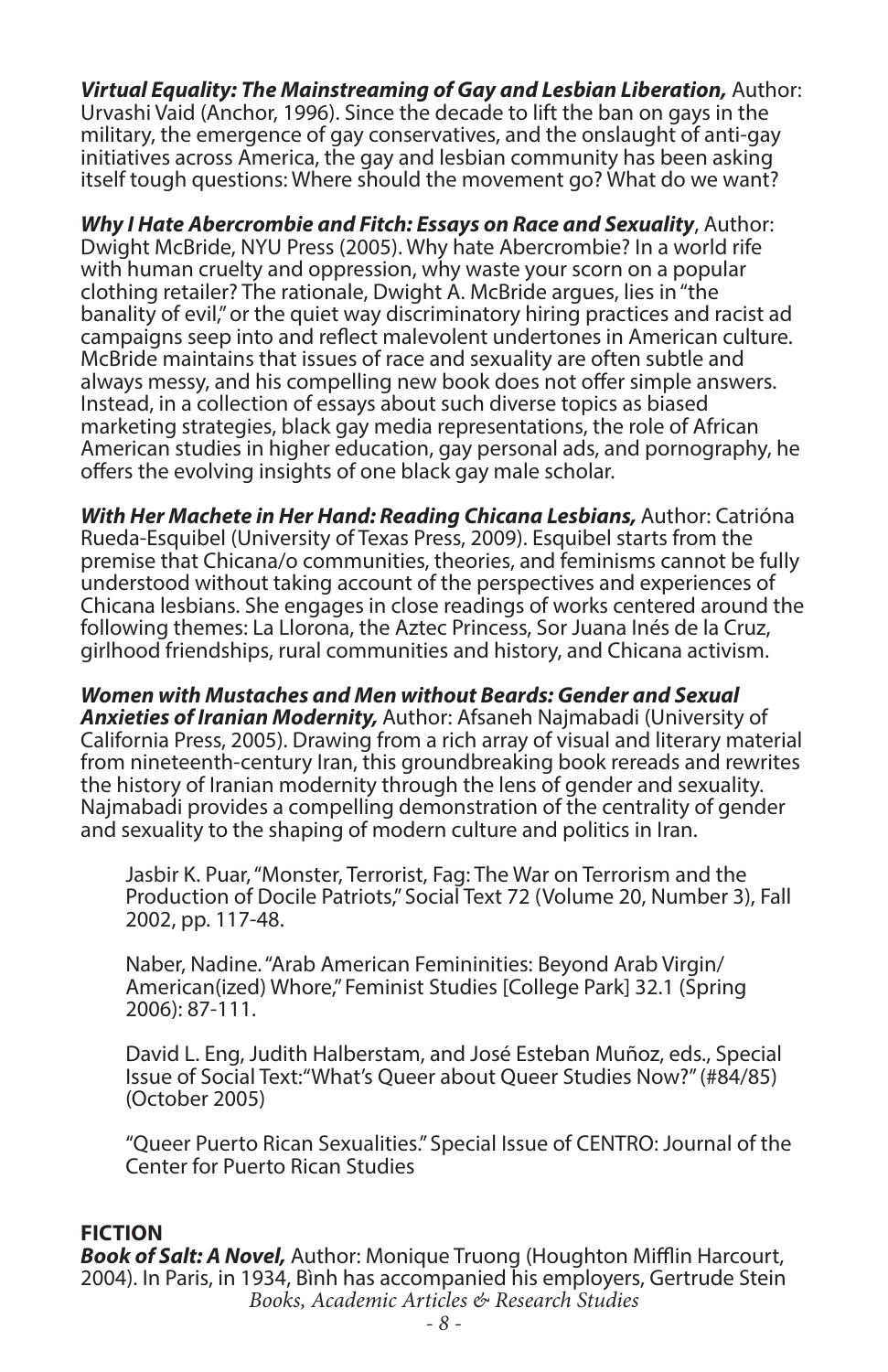***Virtual Equality: The Mainstreaming of Gay and Lesbian Liberation,*** Author: Urvashi Vaid (Anchor, 1996). Since the decade to lift the ban on gays in the military, the emergence of gay conservatives, and the onslaught of anti-gay initiatives across America, the gay and lesbian community has been asking itself tough questions: Where should the movement go? What do we want?

***Why I Hate Abercrombie and Fitch: Essays on Race and Sexuality***, Author: Dwight McBride, NYU Press (2005). Why hate Abercrombie? In a world rife with human cruelty and oppression, why waste your scorn on a popular clothing retailer? The rationale, Dwight A. McBride argues, lies in "the banality of evil," or the quiet way discriminatory hiring practices and racist ad campaigns seep into and reflect malevolent undertones in American culture. McBride maintains that issues of race and sexuality are often subtle and always messy, and his compelling new book does not offer simple answers. Instead, in a collection of essays about such diverse topics as biased marketing strategies, black gay media representations, the role of African American studies in higher education, gay personal ads, and pornography, he offers the evolving insights of one black gay male scholar.

***With Her Machete in Her Hand: Reading Chicana Lesbians,*** Author: Catrióna Rueda-Esquibel (University of Texas Press, 2009). Esquibel starts from the premise that Chicana/o communities, theories, and feminisms cannot be fully understood without taking account of the perspectives and experiences of Chicana lesbians. She engages in close readings of works centered around the following themes: La Llorona, the Aztec Princess, Sor Juana Inés de la Cruz, girlhood friendships, rural communities and history, and Chicana activism.

***Women with Mustaches and Men without Beards: Gender and Sexual Anxieties of Iranian Modernity,*** Author: Afsaneh Najmabadi (University of California Press, 2005). Drawing from a rich array of visual and literary material from nineteenth-century Iran, this groundbreaking book rereads and rewrites the history of Iranian modernity through the lens of gender and sexuality. Najmabadi provides a compelling demonstration of the centrality of gender and sexuality to the shaping of modern culture and politics in Iran.

Jasbir K. Puar, "Monster, Terrorist, Fag: The War on Terrorism and the Production of Docile Patriots," Social Text 72 (Volume 20, Number 3), Fall 2002, pp. 117-48.

Naber, Nadine. "Arab American Femininities: Beyond Arab Virgin/American(ized) Whore," Feminist Studies [College Park] 32.1 (Spring 2006): 87-111.

David L. Eng, Judith Halberstam, and José Esteban Muñoz, eds., Special Issue of Social Text:"What's Queer about Queer Studies Now?" (#84/85) (October 2005)

"Queer Puerto Rican Sexualities." Special Issue of CENTRO: Journal of the Center for Puerto Rican Studies

**FICTION**

***Book of Salt: A Novel,*** Author: Monique Truong (Houghton Mifflin Harcourt, 2004). In Paris, in 1934, Bình has accompanied his employers, Gertrude Stein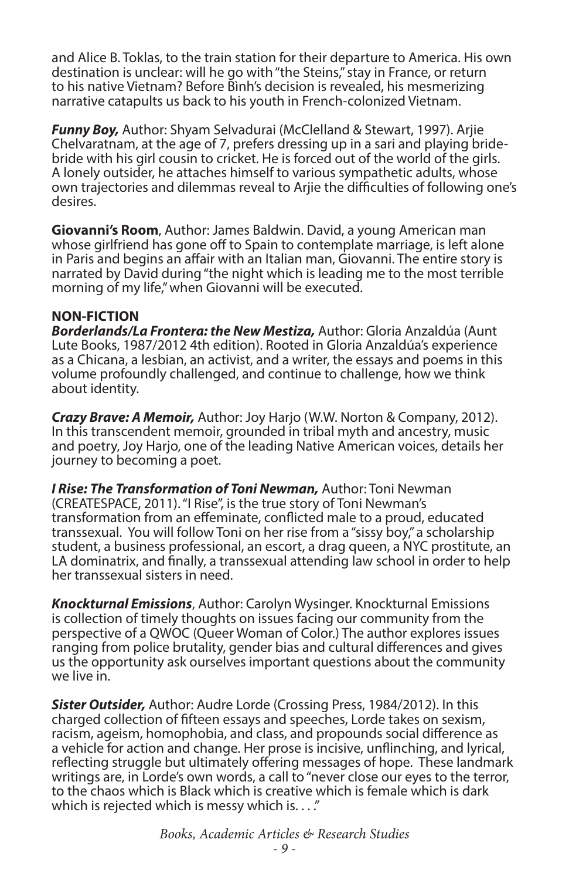and Alice B. Toklas, to the train station for their departure to America. His own destination is unclear: will he go with "the Steins," stay in France, or return to his native Vietnam? Before Bình's decision is revealed, his mesmerizing narrative catapults us back to his youth in French-colonized Vietnam.

***Funny Boy,*** Author: Shyam Selvadurai (McClelland & Stewart, 1997). Arjie Chelvaratnam, at the age of 7, prefers dressing up in a sari and playing bride-bride with his girl cousin to cricket. He is forced out of the world of the girls. A lonely outsider, he attaches himself to various sympathetic adults, whose own trajectories and dilemmas reveal to Arjie the difficulties of following one's desires.

**Giovanni's Room**, Author: James Baldwin. David, a young American man whose girlfriend has gone off to Spain to contemplate marriage, is left alone in Paris and begins an affair with an Italian man, Giovanni. The entire story is narrated by David during "the night which is leading me to the most terrible morning of my life," when Giovanni will be executed.

**NON-FICTION**

***Borderlands/La Frontera: the New Mestiza,*** Author: Gloria Anzaldúa (Aunt Lute Books, 1987/2012 4th edition). Rooted in Gloria Anzaldúa's experience as a Chicana, a lesbian, an activist, and a writer, the essays and poems in this volume profoundly challenged, and continue to challenge, how we think about identity.

***Crazy Brave: A Memoir,*** Author: Joy Harjo (W.W. Norton & Company, 2012). In this transcendent memoir, grounded in tribal myth and ancestry, music and poetry, Joy Harjo, one of the leading Native American voices, details her journey to becoming a poet.

***I Rise: The Transformation of Toni Newman,*** Author: Toni Newman (CREATESPACE, 2011). "I Rise", is the true story of Toni Newman's transformation from an effeminate, conflicted male to a proud, educated transsexual. You will follow Toni on her rise from a "sissy boy," a scholarship student, a business professional, an escort, a drag queen, a NYC prostitute, an LA dominatrix, and finally, a transsexual attending law school in order to help her transsexual sisters in need.

***Knockturnal Emissions***, Author: Carolyn Wysinger. Knockturnal Emissions is collection of timely thoughts on issues facing our community from the perspective of a QWOC (Queer Woman of Color.) The author explores issues ranging from police brutality, gender bias and cultural differences and gives us the opportunity ask ourselves important questions about the community we live in.

***Sister Outsider,*** Author: Audre Lorde (Crossing Press, 1984/2012). In this charged collection of fifteen essays and speeches, Lorde takes on sexism, racism, ageism, homophobia, and class, and propounds social difference as a vehicle for action and change. Her prose is incisive, unflinching, and lyrical, reflecting struggle but ultimately offering messages of hope. These landmark writings are, in Lorde's own words, a call to "never close our eyes to the terror, to the chaos which is Black which is creative which is female which is dark which is rejected which is messy which is. . . ."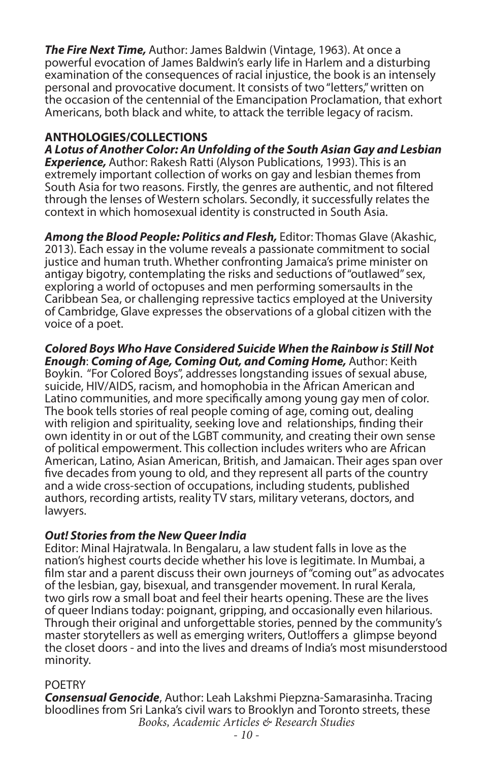***The Fire Next Time,*** Author: James Baldwin (Vintage, 1963). At once a powerful evocation of James Baldwin's early life in Harlem and a disturbing examination of the consequences of racial injustice, the book is an intensely personal and provocative document. It consists of two "letters," written on the occasion of the centennial of the Emancipation Proclamation, that exhort Americans, both black and white, to attack the terrible legacy of racism.

**ANTHOLOGIES/COLLECTIONS**

***A Lotus of Another Color: An Unfolding of the South Asian Gay and Lesbian Experience,*** Author: Rakesh Ratti (Alyson Publications, 1993). This is an extremely important collection of works on gay and lesbian themes from South Asia for two reasons. Firstly, the genres are authentic, and not filtered through the lenses of Western scholars. Secondly, it successfully relates the context in which homosexual identity is constructed in South Asia.

***Among the Blood People: Politics and Flesh,*** Editor: Thomas Glave (Akashic, 2013). Each essay in the volume reveals a passionate commitment to social justice and human truth. Whether confronting Jamaica's prime minister on antigay bigotry, contemplating the risks and seductions of "outlawed" sex, exploring a world of octopuses and men performing somersaults in the Caribbean Sea, or challenging repressive tactics employed at the University of Cambridge, Glave expresses the observations of a global citizen with the voice of a poet.

***Colored Boys Who Have Considered Suicide When the Rainbow is Still Not Enough*: *Coming of Age, Coming Out, and Coming Home,*** Author: Keith Boykin. "For Colored Boys", addresses longstanding issues of sexual abuse, suicide, HIV/AIDS, racism, and homophobia in the African American and Latino communities, and more specifically among young gay men of color. The book tells stories of real people coming of age, coming out, dealing with religion and spirituality, seeking love and relationships, finding their own identity in or out of the LGBT community, and creating their own sense of political empowerment. This collection includes writers who are African American, Latino, Asian American, British, and Jamaican. Their ages span over five decades from young to old, and they represent all parts of the country and a wide cross-section of occupations, including students, published authors, recording artists, reality TV stars, military veterans, doctors, and lawyers.

***Out! Stories from the New Queer India***

Editor: Minal Hajratwala. In Bengalaru, a law student falls in love as the nation's highest courts decide whether his love is legitimate. In Mumbai, a film star and a parent discuss their own journeys of "coming out" as advocates of the lesbian, gay, bisexual, and transgender movement. In rural Kerala, two girls row a small boat and feel their hearts opening. These are the lives of queer Indians today: poignant, gripping, and occasionally even hilarious. Through their original and unforgettable stories, penned by the community's master storytellers as well as emerging writers, Out!offers a glimpse beyond the closet doors - and into the lives and dreams of India's most misunderstood minority.

POETRY

***Consensual Genocide***, Author: Leah Lakshmi Piepzna-Samarasinha. Tracing bloodlines from Sri Lanka's civil wars to Brooklyn and Toronto streets, these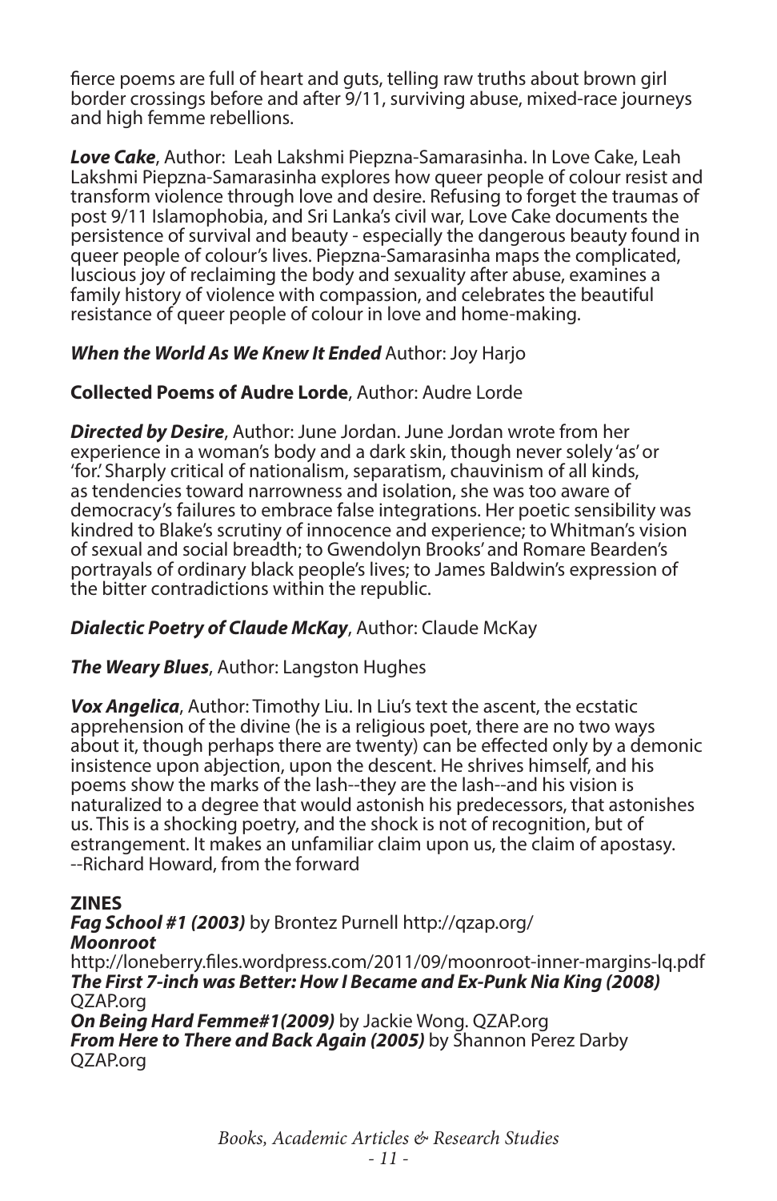fierce poems are full of heart and guts, telling raw truths about brown girl border crossings before and after 9/11, surviving abuse, mixed-race journeys and high femme rebellions.

***Love Cake***, Author: Leah Lakshmi Piepzna-Samarasinha. In Love Cake, Leah Lakshmi Piepzna-Samarasinha explores how queer people of colour resist and transform violence through love and desire. Refusing to forget the traumas of post 9/11 Islamophobia, and Sri Lanka's civil war, Love Cake documents the persistence of survival and beauty - especially the dangerous beauty found in queer people of colour's lives. Piepzna-Samarasinha maps the complicated, luscious joy of reclaiming the body and sexuality after abuse, examines a family history of violence with compassion, and celebrates the beautiful resistance of queer people of colour in love and home-making.

***When the World As We Knew It Ended*** Author: Joy Harjo

**Collected Poems of Audre Lorde**, Author: Audre Lorde

***Directed by Desire***, Author: June Jordan. June Jordan wrote from her experience in a woman's body and a dark skin, though never solely 'as' or 'for.' Sharply critical of nationalism, separatism, chauvinism of all kinds, as tendencies toward narrowness and isolation, she was too aware of democracy's failures to embrace false integrations. Her poetic sensibility was kindred to Blake's scrutiny of innocence and experience; to Whitman's vision of sexual and social breadth; to Gwendolyn Brooks' and Romare Bearden's portrayals of ordinary black people's lives; to James Baldwin's expression of the bitter contradictions within the republic.

***Dialectic Poetry of Claude McKay***, Author: Claude McKay

***The Weary Blues***, Author: Langston Hughes

***Vox Angelica***, Author: Timothy Liu. In Liu's text the ascent, the ecstatic apprehension of the divine (he is a religious poet, there are no two ways about it, though perhaps there are twenty) can be effected only by a demonic insistence upon abjection, upon the descent. He shrives himself, and his poems show the marks of the lash--they are the lash--and his vision is naturalized to a degree that would astonish his predecessors, that astonishes us. This is a shocking poetry, and the shock is not of recognition, but of estrangement. It makes an unfamiliar claim upon us, the claim of apostasy. --Richard Howard, from the forward

**ZINES**

***Fag School #1 (2003)*** by Brontez Purnell http://qzap.org/

***Moonroot***

http://loneberry.files.wordpress.com/2011/09/moonroot-inner-margins-lq.pdf

***The First 7-inch was Better: How I Became and Ex-Punk Nia King (2008)*** QZAP.org

***On Being Hard Femme#1(2009)*** by Jackie Wong. QZAP.org

***From Here to There and Back Again (2005)*** by Shannon Perez Darby QZAP.org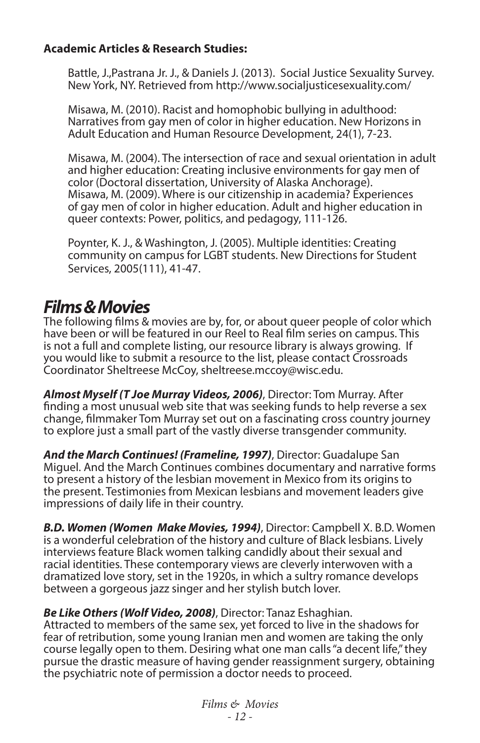**Academic Articles & Research Studies:**

Battle, J.,Pastrana Jr. J., & Daniels J. (2013). Social Justice Sexuality Survey. New York, NY. Retrieved from http://www.socialjusticesexuality.com/

Misawa, M. (2010). Racist and homophobic bullying in adulthood: Narratives from gay men of color in higher education. New Horizons in Adult Education and Human Resource Development, 24(1), 7-23.

Misawa, M. (2004). The intersection of race and sexual orientation in adult and higher education: Creating inclusive environments for gay men of color (Doctoral dissertation, University of Alaska Anchorage).
Misawa, M. (2009). Where is our citizenship in academia? Experiences of gay men of color in higher education. Adult and higher education in queer contexts: Power, politics, and pedagogy, 111-126.

Poynter, K. J., & Washington, J. (2005). Multiple identities: Creating community on campus for LGBT students. New Directions for Student Services, 2005(111), 41-47.

## *Films & Movies*

The following films & movies are by, for, or about queer people of color which have been or will be featured in our Reel to Real film series on campus. This is not a full and complete listing, our resource library is always growing. If you would like to submit a resource to the list, please contact Crossroads Coordinator Sheltreese McCoy, sheltreese.mccoy@wisc.edu.

***Almost Myself (T Joe Murray Videos, 2006)***, Director: Tom Murray. After finding a most unusual web site that was seeking funds to help reverse a sex change, filmmaker Tom Murray set out on a fascinating cross country journey to explore just a small part of the vastly diverse transgender community.

***And the March Continues! (Frameline, 1997)***, Director: Guadalupe San Miguel. And the March Continues combines documentary and narrative forms to present a history of the lesbian movement in Mexico from its origins to the present. Testimonies from Mexican lesbians and movement leaders give impressions of daily life in their country.

***B.D. Women (Women Make Movies, 1994)***, Director: Campbell X. B.D. Women is a wonderful celebration of the history and culture of Black lesbians. Lively interviews feature Black women talking candidly about their sexual and racial identities. These contemporary views are cleverly interwoven with a dramatized love story, set in the 1920s, in which a sultry romance develops between a gorgeous jazz singer and her stylish butch lover.

***Be Like Others (Wolf Video, 2008)***, Director: Tanaz Eshaghian.
Attracted to members of the same sex, yet forced to live in the shadows for fear of retribution, some young Iranian men and women are taking the only course legally open to them. Desiring what one man calls "a decent life," they pursue the drastic measure of having gender reassignment surgery, obtaining the psychiatric note of permission a doctor needs to proceed.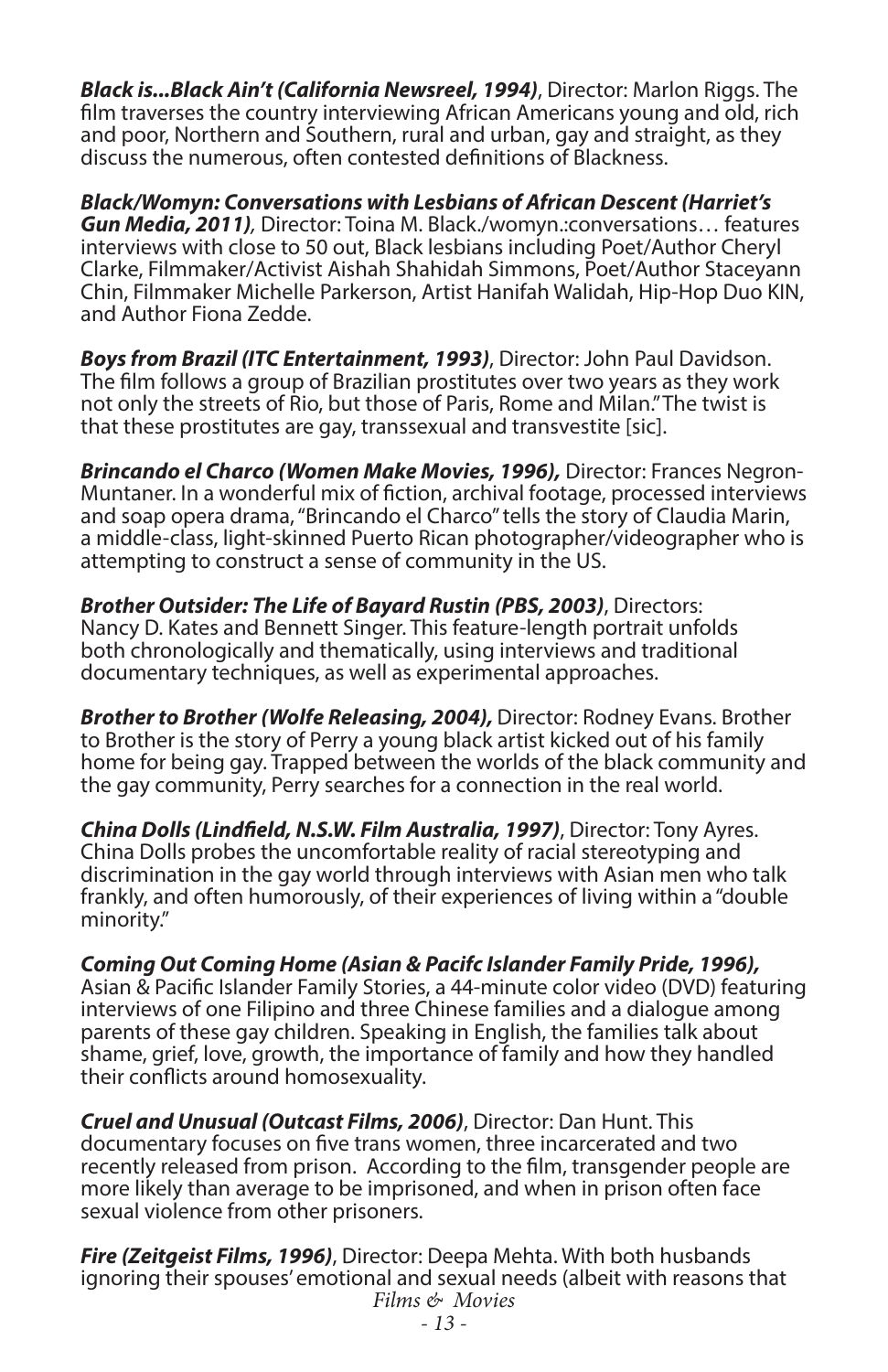***Black is...Black Ain't (California Newsreel, 1994)***, Director: Marlon Riggs. The film traverses the country interviewing African Americans young and old, rich and poor, Northern and Southern, rural and urban, gay and straight, as they discuss the numerous, often contested definitions of Blackness.

***Black/Womyn: Conversations with Lesbians of African Descent (Harriet's Gun Media, 2011)***, Director: Toina M. Black./womyn.:conversations… features interviews with close to 50 out, Black lesbians including Poet/Author Cheryl Clarke, Filmmaker/Activist Aishah Shahidah Simmons, Poet/Author Staceyann Chin, Filmmaker Michelle Parkerson, Artist Hanifah Walidah, Hip-Hop Duo KIN, and Author Fiona Zedde.

***Boys from Brazil (ITC Entertainment, 1993)***, Director: John Paul Davidson. The film follows a group of Brazilian prostitutes over two years as they work not only the streets of Rio, but those of Paris, Rome and Milan." The twist is that these prostitutes are gay, transsexual and transvestite [sic].

***Brincando el Charco (Women Make Movies, 1996),*** Director: Frances Negron-Muntaner. In a wonderful mix of fiction, archival footage, processed interviews and soap opera drama, "Brincando el Charco" tells the story of Claudia Marin, a middle-class, light-skinned Puerto Rican photographer/videographer who is attempting to construct a sense of community in the US.

***Brother Outsider: The Life of Bayard Rustin (PBS, 2003)***, Directors: Nancy D. Kates and Bennett Singer. This feature-length portrait unfolds both chronologically and thematically, using interviews and traditional documentary techniques, as well as experimental approaches.

***Brother to Brother (Wolfe Releasing, 2004),*** Director: Rodney Evans. Brother to Brother is the story of Perry a young black artist kicked out of his family home for being gay. Trapped between the worlds of the black community and the gay community, Perry searches for a connection in the real world.

***China Dolls (Lindfield, N.S.W. Film Australia, 1997)***, Director: Tony Ayres. China Dolls probes the uncomfortable reality of racial stereotyping and discrimination in the gay world through interviews with Asian men who talk frankly, and often humorously, of their experiences of living within a "double minority."

***Coming Out Coming Home (Asian & Pacifc Islander Family Pride, 1996),*** Asian & Pacific Islander Family Stories, a 44-minute color video (DVD) featuring interviews of one Filipino and three Chinese families and a dialogue among parents of these gay children. Speaking in English, the families talk about shame, grief, love, growth, the importance of family and how they handled their conflicts around homosexuality.

***Cruel and Unusual (Outcast Films, 2006)***, Director: Dan Hunt. This documentary focuses on five trans women, three incarcerated and two recently released from prison. According to the film, transgender people are more likely than average to be imprisoned, and when in prison often face sexual violence from other prisoners.

***Fire (Zeitgeist Films, 1996)***, Director: Deepa Mehta. With both husbands ignoring their spouses' emotional and sexual needs (albeit with reasons that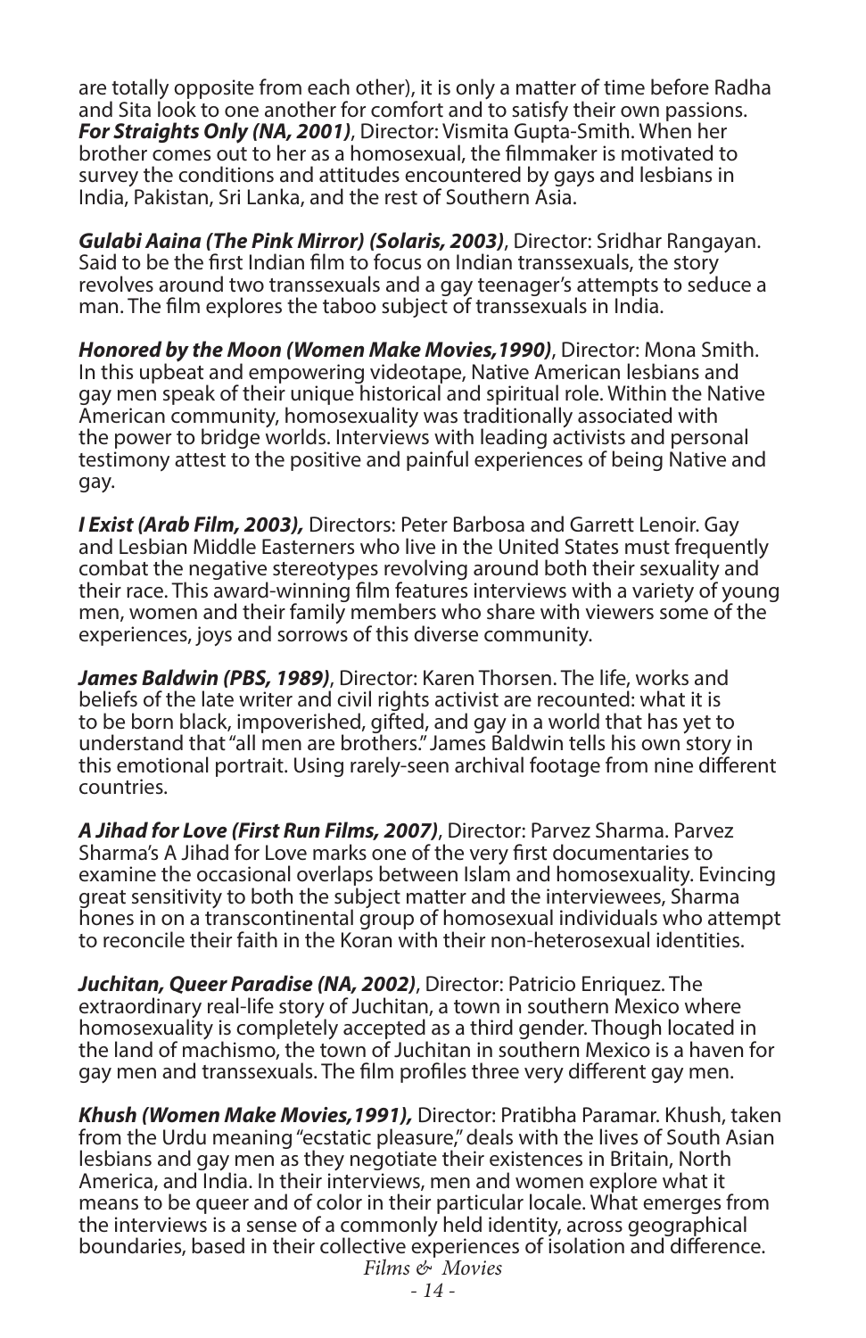are totally opposite from each other), it is only a matter of time before Radha and Sita look to one another for comfort and to satisfy their own passions.
***For Straights Only (NA, 2001)***, Director: Vismita Gupta-Smith. When her brother comes out to her as a homosexual, the filmmaker is motivated to survey the conditions and attitudes encountered by gays and lesbians in India, Pakistan, Sri Lanka, and the rest of Southern Asia.

***Gulabi Aaina (The Pink Mirror) (Solaris, 2003)***, Director: Sridhar Rangayan. Said to be the first Indian film to focus on Indian transsexuals, the story revolves around two transsexuals and a gay teenager's attempts to seduce a man. The film explores the taboo subject of transsexuals in India.

***Honored by the Moon (Women Make Movies,1990)***, Director: Mona Smith. In this upbeat and empowering videotape, Native American lesbians and gay men speak of their unique historical and spiritual role. Within the Native American community, homosexuality was traditionally associated with the power to bridge worlds. Interviews with leading activists and personal testimony attest to the positive and painful experiences of being Native and gay.

***I Exist (Arab Film, 2003),*** Directors: Peter Barbosa and Garrett Lenoir. Gay and Lesbian Middle Easterners who live in the United States must frequently combat the negative stereotypes revolving around both their sexuality and their race. This award-winning film features interviews with a variety of young men, women and their family members who share with viewers some of the experiences, joys and sorrows of this diverse community.

***James Baldwin (PBS, 1989)***, Director: Karen Thorsen. The life, works and beliefs of the late writer and civil rights activist are recounted: what it is to be born black, impoverished, gifted, and gay in a world that has yet to understand that "all men are brothers." James Baldwin tells his own story in this emotional portrait. Using rarely-seen archival footage from nine different countries.

***A Jihad for Love (First Run Films, 2007)***, Director: Parvez Sharma. Parvez Sharma's A Jihad for Love marks one of the very first documentaries to examine the occasional overlaps between Islam and homosexuality. Evincing great sensitivity to both the subject matter and the interviewees, Sharma hones in on a transcontinental group of homosexual individuals who attempt to reconcile their faith in the Koran with their non-heterosexual identities.

***Juchitan, Queer Paradise (NA, 2002)***, Director: Patricio Enriquez. The extraordinary real-life story of Juchitan, a town in southern Mexico where homosexuality is completely accepted as a third gender. Though located in the land of machismo, the town of Juchitan in southern Mexico is a haven for gay men and transsexuals. The film profiles three very different gay men.

***Khush (Women Make Movies,1991),*** Director: Pratibha Paramar. Khush, taken from the Urdu meaning "ecstatic pleasure," deals with the lives of South Asian lesbians and gay men as they negotiate their existences in Britain, North America, and India. In their interviews, men and women explore what it means to be queer and of color in their particular locale. What emerges from the interviews is a sense of a commonly held identity, across geographical boundaries, based in their collective experiences of isolation and difference.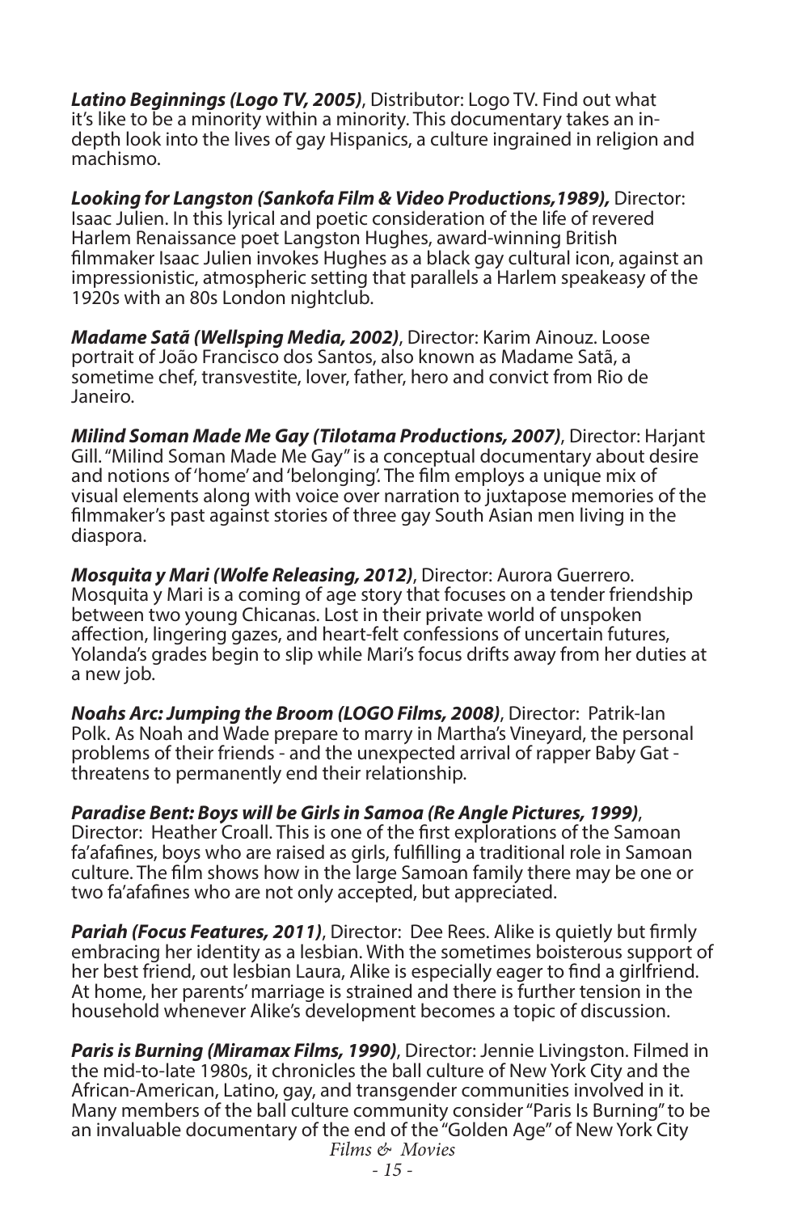***Latino Beginnings (Logo TV, 2005)***, Distributor: Logo TV. Find out what it's like to be a minority within a minority. This documentary takes an in-depth look into the lives of gay Hispanics, a culture ingrained in religion and machismo.

***Looking for Langston (Sankofa Film & Video Productions,1989),*** Director: Isaac Julien. In this lyrical and poetic consideration of the life of revered Harlem Renaissance poet Langston Hughes, award-winning British filmmaker Isaac Julien invokes Hughes as a black gay cultural icon, against an impressionistic, atmospheric setting that parallels a Harlem speakeasy of the 1920s with an 80s London nightclub.

***Madame Satã (Wellsping Media, 2002)***, Director: Karim Ainouz. Loose portrait of João Francisco dos Santos, also known as Madame Satã, a sometime chef, transvestite, lover, father, hero and convict from Rio de Janeiro.

***Milind Soman Made Me Gay (Tilotama Productions, 2007)***, Director: Harjant Gill. "Milind Soman Made Me Gay" is a conceptual documentary about desire and notions of 'home' and 'belonging'. The film employs a unique mix of visual elements along with voice over narration to juxtapose memories of the filmmaker's past against stories of three gay South Asian men living in the diaspora.

***Mosquita y Mari (Wolfe Releasing, 2012)***, Director: Aurora Guerrero. Mosquita y Mari is a coming of age story that focuses on a tender friendship between two young Chicanas. Lost in their private world of unspoken affection, lingering gazes, and heart-felt confessions of uncertain futures, Yolanda's grades begin to slip while Mari's focus drifts away from her duties at a new job.

***Noahs Arc: Jumping the Broom (LOGO Films, 2008)***, Director: Patrik-Ian Polk. As Noah and Wade prepare to marry in Martha's Vineyard, the personal problems of their friends - and the unexpected arrival of rapper Baby Gat - threatens to permanently end their relationship.

***Paradise Bent: Boys will be Girls in Samoa (Re Angle Pictures, 1999)***, Director: Heather Croall. This is one of the first explorations of the Samoan fa'afafines, boys who are raised as girls, fulfilling a traditional role in Samoan culture. The film shows how in the large Samoan family there may be one or two fa'afafines who are not only accepted, but appreciated.

***Pariah (Focus Features, 2011)***, Director: Dee Rees. Alike is quietly but firmly embracing her identity as a lesbian. With the sometimes boisterous support of her best friend, out lesbian Laura, Alike is especially eager to find a girlfriend. At home, her parents' marriage is strained and there is further tension in the household whenever Alike's development becomes a topic of discussion.

***Paris is Burning (Miramax Films, 1990)***, Director: Jennie Livingston. Filmed in the mid-to-late 1980s, it chronicles the ball culture of New York City and the African-American, Latino, gay, and transgender communities involved in it. Many members of the ball culture community consider "Paris Is Burning" to be an invaluable documentary of the end of the "Golden Age" of New York City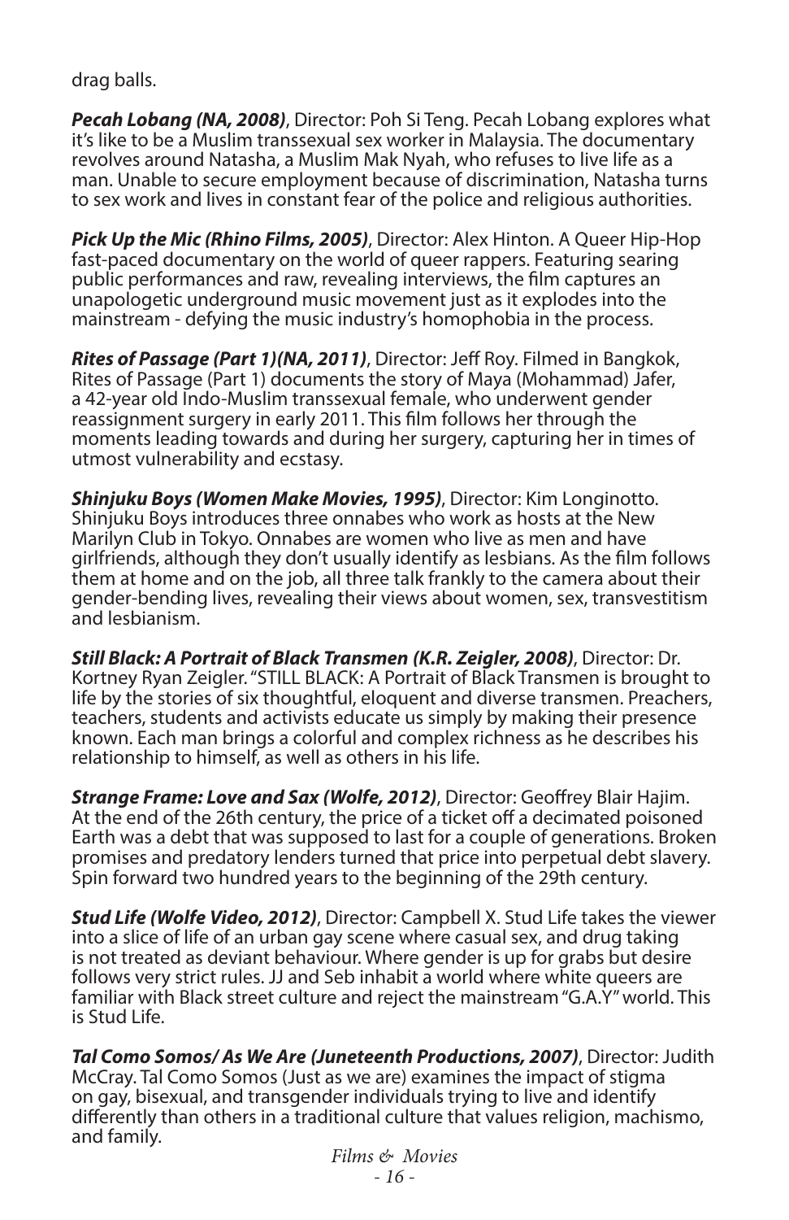drag balls.

***Pecah Lobang (NA, 2008)***, Director: Poh Si Teng. Pecah Lobang explores what it's like to be a Muslim transsexual sex worker in Malaysia. The documentary revolves around Natasha, a Muslim Mak Nyah, who refuses to live life as a man. Unable to secure employment because of discrimination, Natasha turns to sex work and lives in constant fear of the police and religious authorities.

***Pick Up the Mic (Rhino Films, 2005)***, Director: Alex Hinton. A Queer Hip-Hop fast-paced documentary on the world of queer rappers. Featuring searing public performances and raw, revealing interviews, the film captures an unapologetic underground music movement just as it explodes into the mainstream - defying the music industry's homophobia in the process.

***Rites of Passage (Part 1)(NA, 2011)***, Director: Jeff Roy. Filmed in Bangkok, Rites of Passage (Part 1) documents the story of Maya (Mohammad) Jafer, a 42-year old Indo-Muslim transsexual female, who underwent gender reassignment surgery in early 2011. This film follows her through the moments leading towards and during her surgery, capturing her in times of utmost vulnerability and ecstasy.

***Shinjuku Boys (Women Make Movies, 1995)***, Director: Kim Longinotto. Shinjuku Boys introduces three onnabes who work as hosts at the New Marilyn Club in Tokyo. Onnabes are women who live as men and have girlfriends, although they don't usually identify as lesbians. As the film follows them at home and on the job, all three talk frankly to the camera about their gender-bending lives, revealing their views about women, sex, transvestitism and lesbianism.

***Still Black: A Portrait of Black Transmen (K.R. Zeigler, 2008)***, Director: Dr. Kortney Ryan Zeigler. "STILL BLACK: A Portrait of Black Transmen is brought to life by the stories of six thoughtful, eloquent and diverse transmen. Preachers, teachers, students and activists educate us simply by making their presence known. Each man brings a colorful and complex richness as he describes his relationship to himself, as well as others in his life.

***Strange Frame: Love and Sax (Wolfe, 2012)***, Director: Geoffrey Blair Hajim. At the end of the 26th century, the price of a ticket off a decimated poisoned Earth was a debt that was supposed to last for a couple of generations. Broken promises and predatory lenders turned that price into perpetual debt slavery. Spin forward two hundred years to the beginning of the 29th century.

***Stud Life (Wolfe Video, 2012)***, Director: Campbell X. Stud Life takes the viewer into a slice of life of an urban gay scene where casual sex, and drug taking is not treated as deviant behaviour. Where gender is up for grabs but desire follows very strict rules. JJ and Seb inhabit a world where white queers are familiar with Black street culture and reject the mainstream "G.A.Y" world. This is Stud Life.

***Tal Como Somos/ As We Are (Juneteenth Productions, 2007)***, Director: Judith McCray. Tal Como Somos (Just as we are) examines the impact of stigma on gay, bisexual, and transgender individuals trying to live and identify differently than others in a traditional culture that values religion, machismo, and family.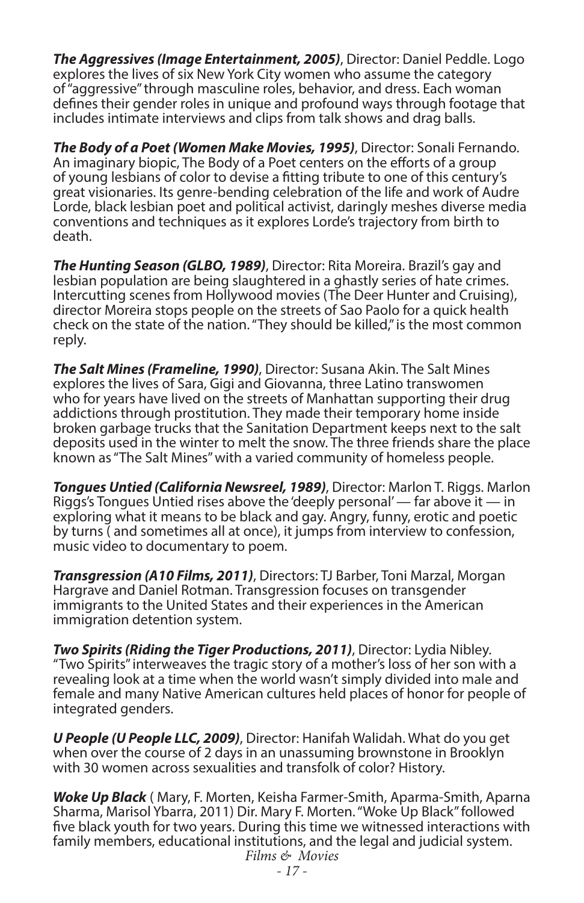***The Aggressives (Image Entertainment, 2005)***, Director: Daniel Peddle. Logo explores the lives of six New York City women who assume the category of "aggressive" through masculine roles, behavior, and dress. Each woman defines their gender roles in unique and profound ways through footage that includes intimate interviews and clips from talk shows and drag balls.

***The Body of a Poet (Women Make Movies, 1995)***, Director: Sonali Fernando. An imaginary biopic, The Body of a Poet centers on the efforts of a group of young lesbians of color to devise a fitting tribute to one of this century's great visionaries. Its genre-bending celebration of the life and work of Audre Lorde, black lesbian poet and political activist, daringly meshes diverse media conventions and techniques as it explores Lorde's trajectory from birth to death.

***The Hunting Season (GLBO, 1989)***, Director: Rita Moreira. Brazil's gay and lesbian population are being slaughtered in a ghastly series of hate crimes. Intercutting scenes from Hollywood movies (The Deer Hunter and Cruising), director Moreira stops people on the streets of Sao Paolo for a quick health check on the state of the nation. "They should be killed," is the most common reply.

***The Salt Mines (Frameline, 1990)***, Director: Susana Akin. The Salt Mines explores the lives of Sara, Gigi and Giovanna, three Latino transwomen who for years have lived on the streets of Manhattan supporting their drug addictions through prostitution. They made their temporary home inside broken garbage trucks that the Sanitation Department keeps next to the salt deposits used in the winter to melt the snow. The three friends share the place known as "The Salt Mines" with a varied community of homeless people.

***Tongues Untied (California Newsreel, 1989)***, Director: Marlon T. Riggs. Marlon Riggs's Tongues Untied rises above the 'deeply personal' — far above it — in exploring what it means to be black and gay. Angry, funny, erotic and poetic by turns ( and sometimes all at once), it jumps from interview to confession, music video to documentary to poem.

***Transgression (A10 Films, 2011)***, Directors: TJ Barber, Toni Marzal, Morgan Hargrave and Daniel Rotman. Transgression focuses on transgender immigrants to the United States and their experiences in the American immigration detention system.

***Two Spirits (Riding the Tiger Productions, 2011)***, Director: Lydia Nibley. "Two Spirits" interweaves the tragic story of a mother's loss of her son with a revealing look at a time when the world wasn't simply divided into male and female and many Native American cultures held places of honor for people of integrated genders.

***U People (U People LLC, 2009)***, Director: Hanifah Walidah. What do you get when over the course of 2 days in an unassuming brownstone in Brooklyn with 30 women across sexualities and transfolk of color? History.

***Woke Up Black*** ( Mary, F. Morten, Keisha Farmer-Smith, Aparma-Smith, Aparna Sharma, Marisol Ybarra, 2011) Dir. Mary F. Morten. "Woke Up Black" followed five black youth for two years. During this time we witnessed interactions with family members, educational institutions, and the legal and judicial system.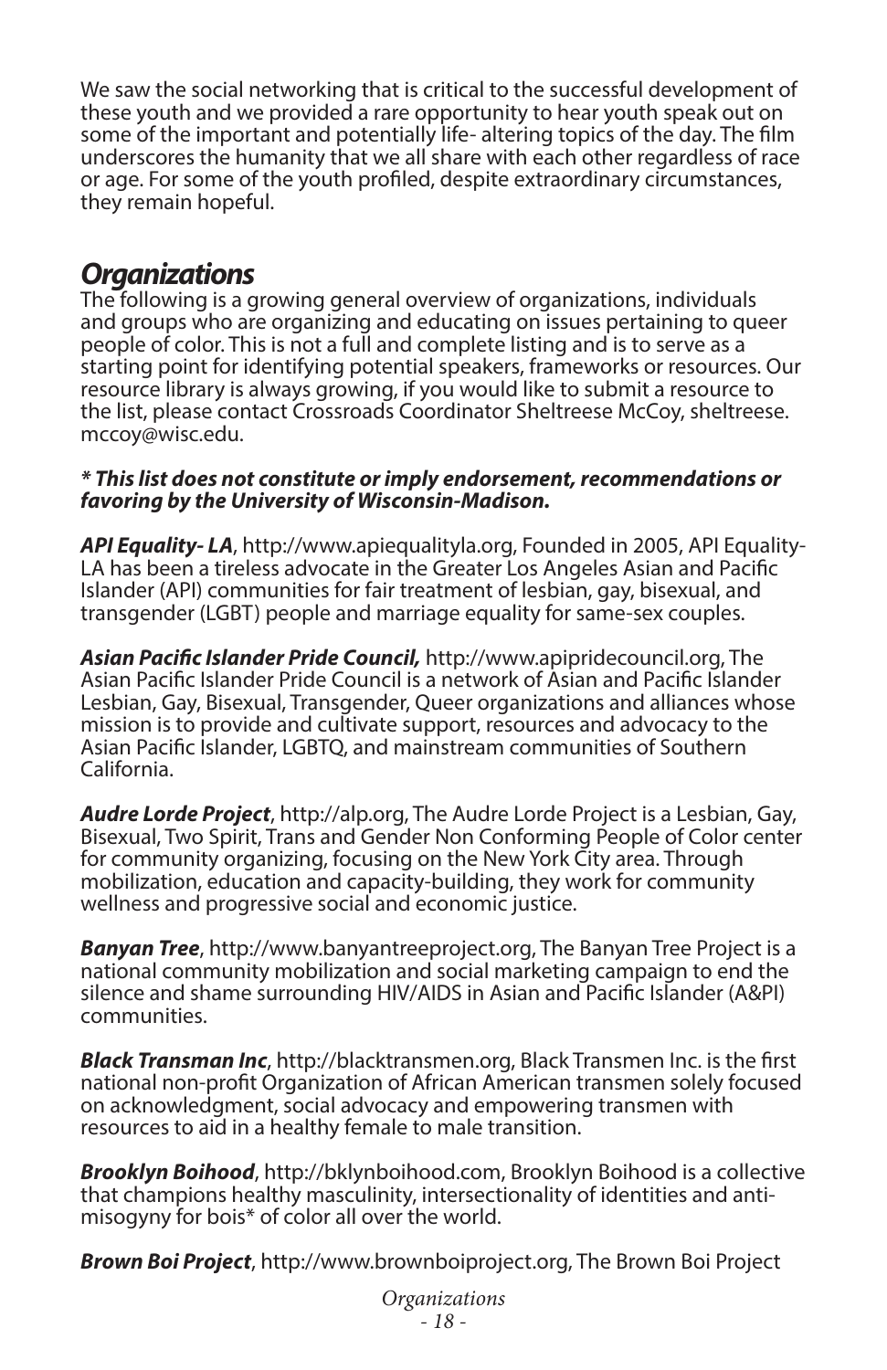We saw the social networking that is critical to the successful development of these youth and we provided a rare opportunity to hear youth speak out on some of the important and potentially life- altering topics of the day. The film underscores the humanity that we all share with each other regardless of race or age. For some of the youth profiled, despite extraordinary circumstances, they remain hopeful.

## *Organizations*

The following is a growing general overview of organizations, individuals and groups who are organizing and educating on issues pertaining to queer people of color. This is not a full and complete listing and is to serve as a starting point for identifying potential speakers, frameworks or resources. Our resource library is always growing, if you would like to submit a resource to the list, please contact Crossroads Coordinator Sheltreese McCoy, sheltreese.mccoy@wisc.edu.

***\* This list does not constitute or imply endorsement, recommendations or favoring by the University of Wisconsin-Madison.***

***API Equality- LA***, http://www.apiequalityla.org, Founded in 2005, API Equality-LA has been a tireless advocate in the Greater Los Angeles Asian and Pacific Islander (API) communities for fair treatment of lesbian, gay, bisexual, and transgender (LGBT) people and marriage equality for same-sex couples.

***Asian Pacific Islander Pride Council,*** http://www.apipridecouncil.org, The Asian Pacific Islander Pride Council is a network of Asian and Pacific Islander Lesbian, Gay, Bisexual, Transgender, Queer organizations and alliances whose mission is to provide and cultivate support, resources and advocacy to the Asian Pacific Islander, LGBTQ, and mainstream communities of Southern California.

***Audre Lorde Project***, http://alp.org, The Audre Lorde Project is a Lesbian, Gay, Bisexual, Two Spirit, Trans and Gender Non Conforming People of Color center for community organizing, focusing on the New York City area. Through mobilization, education and capacity-building, they work for community wellness and progressive social and economic justice.

***Banyan Tree***, http://www.banyantreeproject.org, The Banyan Tree Project is a national community mobilization and social marketing campaign to end the silence and shame surrounding HIV/AIDS in Asian and Pacific Islander (A&PI) communities.

***Black Transman Inc***, http://blacktransmen.org, Black Transmen Inc. is the first national non-profit Organization of African American transmen solely focused on acknowledgment, social advocacy and empowering transmen with resources to aid in a healthy female to male transition.

***Brooklyn Boihood***, http://bklynboihood.com, Brooklyn Boihood is a collective that champions healthy masculinity, intersectionality of identities and anti-misogyny for bois* of color all over the world.

***Brown Boi Project***, http://www.brownboiproject.org, The Brown Boi Project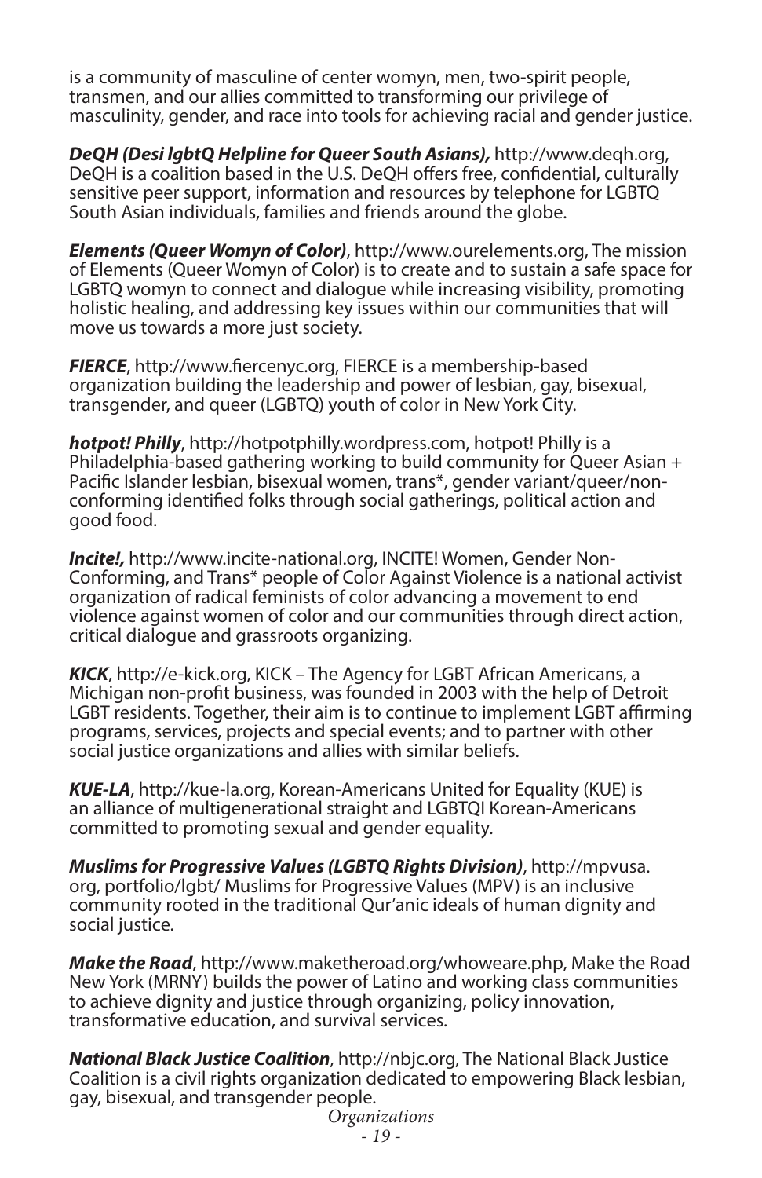is a community of masculine of center womyn, men, two-spirit people, transmen, and our allies committed to transforming our privilege of masculinity, gender, and race into tools for achieving racial and gender justice.

***DeQH (Desi lgbtQ Helpline for Queer South Asians),*** http://www.deqh.org, DeQH is a coalition based in the U.S. DeQH offers free, confidential, culturally sensitive peer support, information and resources by telephone for LGBTQ South Asian individuals, families and friends around the globe.

***Elements (Queer Womyn of Color)***, http://www.ourelements.org, The mission of Elements (Queer Womyn of Color) is to create and to sustain a safe space for LGBTQ womyn to connect and dialogue while increasing visibility, promoting holistic healing, and addressing key issues within our communities that will move us towards a more just society.

***FIERCE***, http://www.fiercenyc.org, FIERCE is a membership-based organization building the leadership and power of lesbian, gay, bisexual, transgender, and queer (LGBTQ) youth of color in New York City.

***hotpot! Philly***, http://hotpotphilly.wordpress.com, hotpot! Philly is a Philadelphia-based gathering working to build community for Queer Asian + Pacific Islander lesbian, bisexual women, trans*, gender variant/queer/non-conforming identified folks through social gatherings, political action and good food.

***Incite!,*** http://www.incite-national.org, INCITE! Women, Gender Non-Conforming, and Trans* people of Color Against Violence is a national activist organization of radical feminists of color advancing a movement to end violence against women of color and our communities through direct action, critical dialogue and grassroots organizing.

***KICK***, http://e-kick.org, KICK – The Agency for LGBT African Americans, a Michigan non-profit business, was founded in 2003 with the help of Detroit LGBT residents. Together, their aim is to continue to implement LGBT affirming programs, services, projects and special events; and to partner with other social justice organizations and allies with similar beliefs.

***KUE-LA***, http://kue-la.org, Korean-Americans United for Equality (KUE) is an alliance of multigenerational straight and LGBTQI Korean-Americans committed to promoting sexual and gender equality.

***Muslims for Progressive Values (LGBTQ Rights Division)***, http://mpvusa.org, portfolio/lgbt/ Muslims for Progressive Values (MPV) is an inclusive community rooted in the traditional Qur'anic ideals of human dignity and social justice.

***Make the Road***, http://www.maketheroad.org/whoweare.php, Make the Road New York (MRNY) builds the power of Latino and working class communities to achieve dignity and justice through organizing, policy innovation, transformative education, and survival services.

***National Black Justice Coalition***, http://nbjc.org, The National Black Justice Coalition is a civil rights organization dedicated to empowering Black lesbian, gay, bisexual, and transgender people.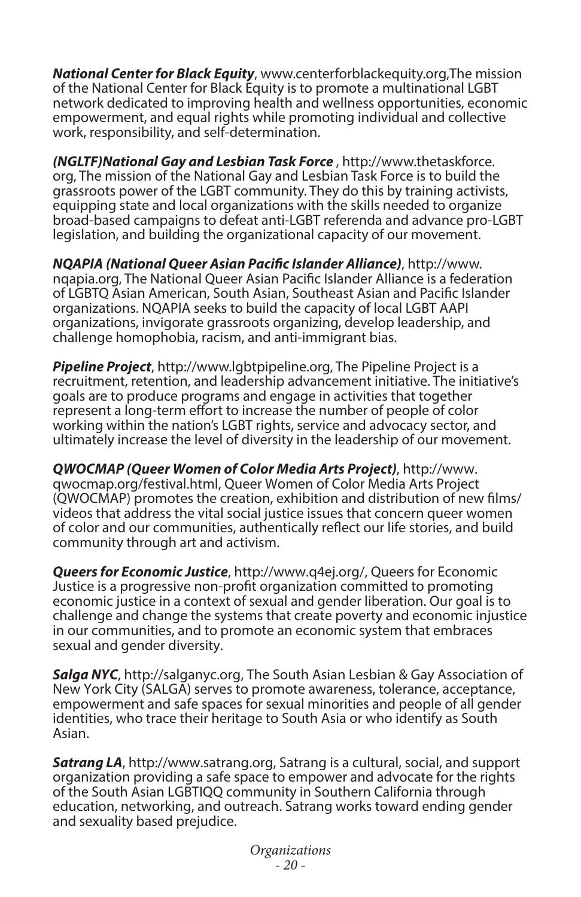***National Center for Black Equity***, www.centerforblackequity.org,The mission of the National Center for Black Equity is to promote a multinational LGBT network dedicated to improving health and wellness opportunities, economic empowerment, and equal rights while promoting individual and collective work, responsibility, and self-determination.

***(NGLTF)National Gay and Lesbian Task Force*** , http://www.thetaskforce.org, The mission of the National Gay and Lesbian Task Force is to build the grassroots power of the LGBT community. They do this by training activists, equipping state and local organizations with the skills needed to organize broad-based campaigns to defeat anti-LGBT referenda and advance pro-LGBT legislation, and building the organizational capacity of our movement.

***NQAPIA (National Queer Asian Pacific Islander Alliance)***, http://www.nqapia.org, The National Queer Asian Pacific Islander Alliance is a federation of LGBTQ Asian American, South Asian, Southeast Asian and Pacific Islander organizations. NQAPIA seeks to build the capacity of local LGBT AAPI organizations, invigorate grassroots organizing, develop leadership, and challenge homophobia, racism, and anti-immigrant bias.

***Pipeline Project***, http://www.lgbtpipeline.org, The Pipeline Project is a recruitment, retention, and leadership advancement initiative. The initiative's goals are to produce programs and engage in activities that together represent a long-term effort to increase the number of people of color working within the nation's LGBT rights, service and advocacy sector, and ultimately increase the level of diversity in the leadership of our movement.

***QWOCMAP (Queer Women of Color Media Arts Project)***, http://www.qwocmap.org/festival.html, Queer Women of Color Media Arts Project (QWOCMAP) promotes the creation, exhibition and distribution of new films/videos that address the vital social justice issues that concern queer women of color and our communities, authentically reflect our life stories, and build community through art and activism.

***Queers for Economic Justice***, http://www.q4ej.org/, Queers for Economic Justice is a progressive non-profit organization committed to promoting economic justice in a context of sexual and gender liberation. Our goal is to challenge and change the systems that create poverty and economic injustice in our communities, and to promote an economic system that embraces sexual and gender diversity.

***Salga NYC***, http://salganyc.org, The South Asian Lesbian & Gay Association of New York City (SALGA) serves to promote awareness, tolerance, acceptance, empowerment and safe spaces for sexual minorities and people of all gender identities, who trace their heritage to South Asia or who identify as South Asian.

***Satrang LA***, http://www.satrang.org, Satrang is a cultural, social, and support organization providing a safe space to empower and advocate for the rights of the South Asian LGBTIQQ community in Southern California through education, networking, and outreach. Satrang works toward ending gender and sexuality based prejudice.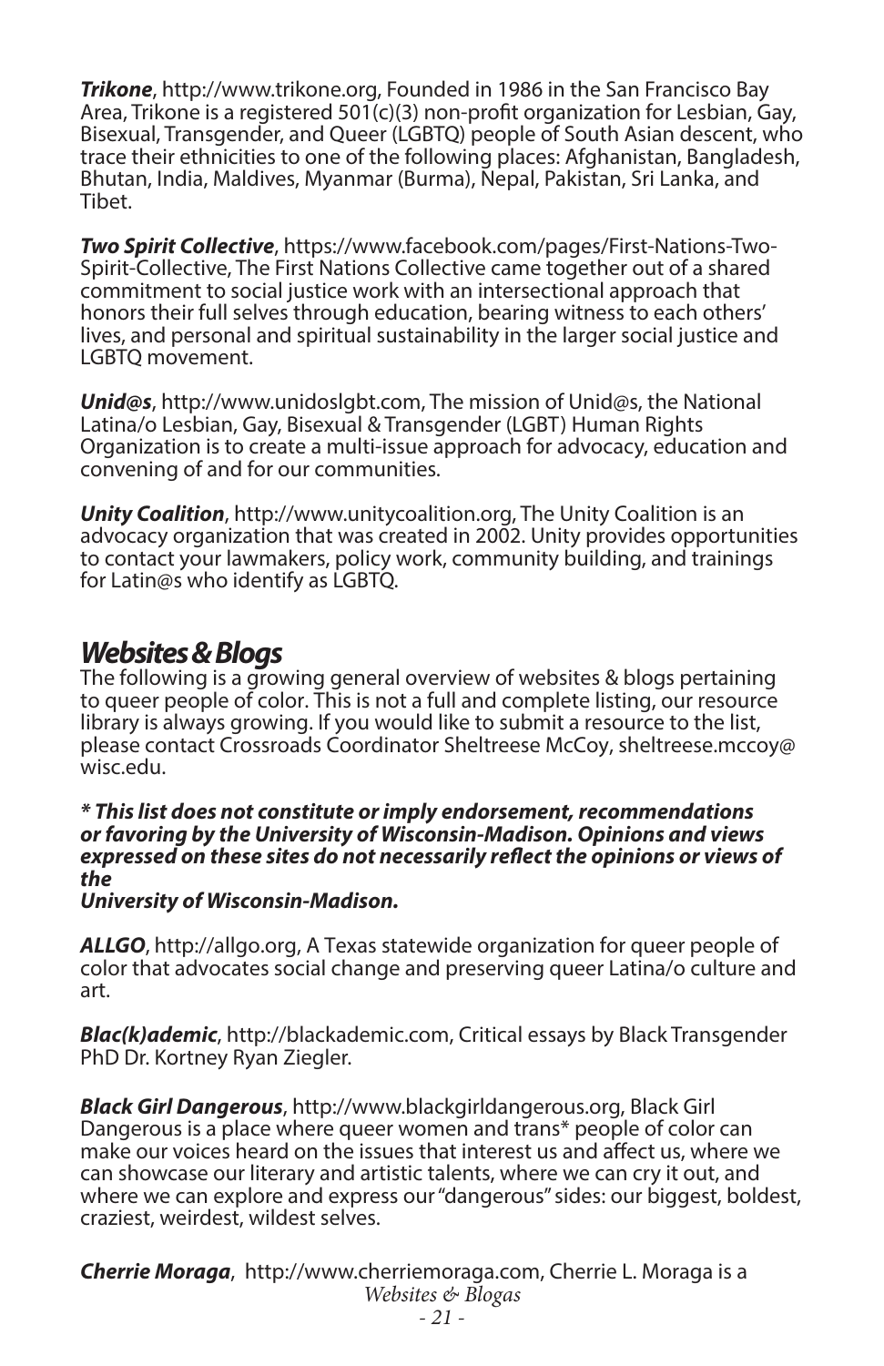***Trikone***, http://www.trikone.org, Founded in 1986 in the San Francisco Bay Area, Trikone is a registered 501(c)(3) non-profit organization for Lesbian, Gay, Bisexual, Transgender, and Queer (LGBTQ) people of South Asian descent, who trace their ethnicities to one of the following places: Afghanistan, Bangladesh, Bhutan, India, Maldives, Myanmar (Burma), Nepal, Pakistan, Sri Lanka, and Tibet.

***Two Spirit Collective***, https://www.facebook.com/pages/First-Nations-Two-Spirit-Collective, The First Nations Collective came together out of a shared commitment to social justice work with an intersectional approach that honors their full selves through education, bearing witness to each others' lives, and personal and spiritual sustainability in the larger social justice and LGBTQ movement.

***Unid@s***, http://www.unidoslgbt.com, The mission of Unid@s, the National Latina/o Lesbian, Gay, Bisexual & Transgender (LGBT) Human Rights Organization is to create a multi-issue approach for advocacy, education and convening of and for our communities.

***Unity Coalition***, http://www.unitycoalition.org, The Unity Coalition is an advocacy organization that was created in 2002. Unity provides opportunities to contact your lawmakers, policy work, community building, and trainings for Latin@s who identify as LGBTQ.

## *Websites & Blogs*

The following is a growing general overview of websites & blogs pertaining to queer people of color. This is not a full and complete listing, our resource library is always growing. If you would like to submit a resource to the list, please contact Crossroads Coordinator Sheltreese McCoy, sheltreese.mccoy@wisc.edu.

***\* This list does not constitute or imply endorsement, recommendations or favoring by the University of Wisconsin-Madison. Opinions and views expressed on these sites do not necessarily reflect the opinions or views of the University of Wisconsin-Madison.***

***ALLGO***, http://allgo.org, A Texas statewide organization for queer people of color that advocates social change and preserving queer Latina/o culture and art.

***Blac(k)ademic***, http://blackademic.com, Critical essays by Black Transgender PhD Dr. Kortney Ryan Ziegler.

***Black Girl Dangerous***, http://www.blackgirldangerous.org, Black Girl Dangerous is a place where queer women and trans* people of color can make our voices heard on the issues that interest us and affect us, where we can showcase our literary and artistic talents, where we can cry it out, and where we can explore and express our "dangerous" sides: our biggest, boldest, craziest, weirdest, wildest selves.

***Cherrie Moraga***, http://www.cherriemoraga.com, Cherrie L. Moraga is a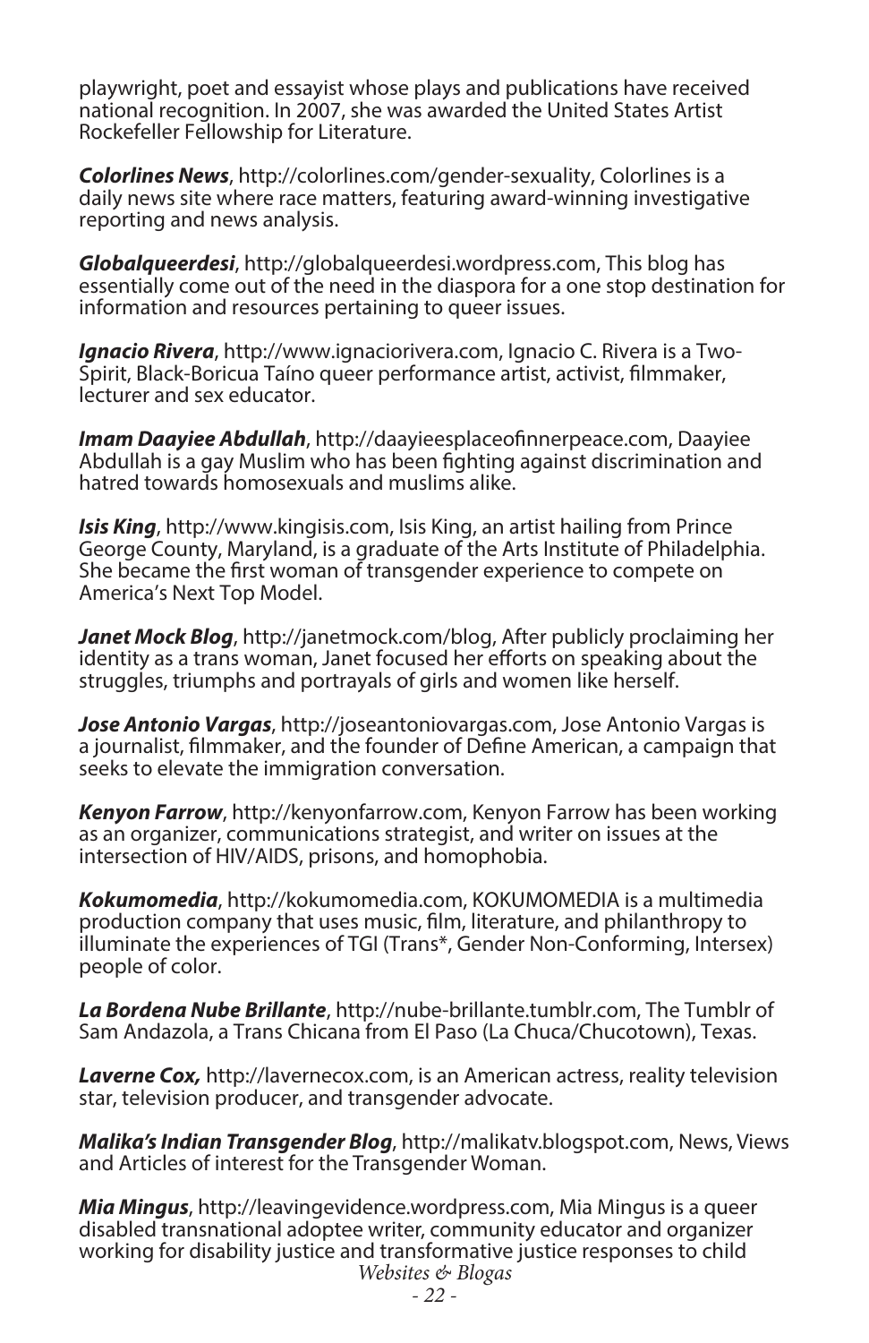playwright, poet and essayist whose plays and publications have received national recognition. In 2007, she was awarded the United States Artist Rockefeller Fellowship for Literature.

***Colorlines News***, http://colorlines.com/gender-sexuality, Colorlines is a daily news site where race matters, featuring award-winning investigative reporting and news analysis.

***Globalqueerdesi***, http://globalqueerdesi.wordpress.com, This blog has essentially come out of the need in the diaspora for a one stop destination for information and resources pertaining to queer issues.

***Ignacio Rivera***, http://www.ignaciorivera.com, Ignacio C. Rivera is a Two-Spirit, Black-Boricua Taíno queer performance artist, activist, filmmaker, lecturer and sex educator.

***Imam Daayiee Abdullah***, http://daayieesplaceofinnerpeace.com, Daayiee Abdullah is a gay Muslim who has been fighting against discrimination and hatred towards homosexuals and muslims alike.

***Isis King***, http://www.kingisis.com, Isis King, an artist hailing from Prince George County, Maryland, is a graduate of the Arts Institute of Philadelphia. She became the first woman of transgender experience to compete on America's Next Top Model.

***Janet Mock Blog***, http://janetmock.com/blog, After publicly proclaiming her identity as a trans woman, Janet focused her efforts on speaking about the struggles, triumphs and portrayals of girls and women like herself.

***Jose Antonio Vargas***, http://joseantoniovargas.com, Jose Antonio Vargas is a journalist, filmmaker, and the founder of Define American, a campaign that seeks to elevate the immigration conversation.

***Kenyon Farrow***, http://kenyonfarrow.com, Kenyon Farrow has been working as an organizer, communications strategist, and writer on issues at the intersection of HIV/AIDS, prisons, and homophobia.

***Kokumomedia***, http://kokumomedia.com, KOKUMOMEDIA is a multimedia production company that uses music, film, literature, and philanthropy to illuminate the experiences of TGI (Trans*, Gender Non-Conforming, Intersex) people of color.

***La Bordena Nube Brillante***, http://nube-brillante.tumblr.com, The Tumblr of Sam Andazola, a Trans Chicana from El Paso (La Chuca/Chucotown), Texas.

***Laverne Cox,*** http://lavernecox.com, is an American actress, reality television star, television producer, and transgender advocate.

***Malika's Indian Transgender Blog***, http://malikatv.blogspot.com, News, Views and Articles of interest for the Transgender Woman.

***Mia Mingus***, http://leavingevidence.wordpress.com, Mia Mingus is a queer disabled transnational adoptee writer, community educator and organizer working for disability justice and transformative justice responses to child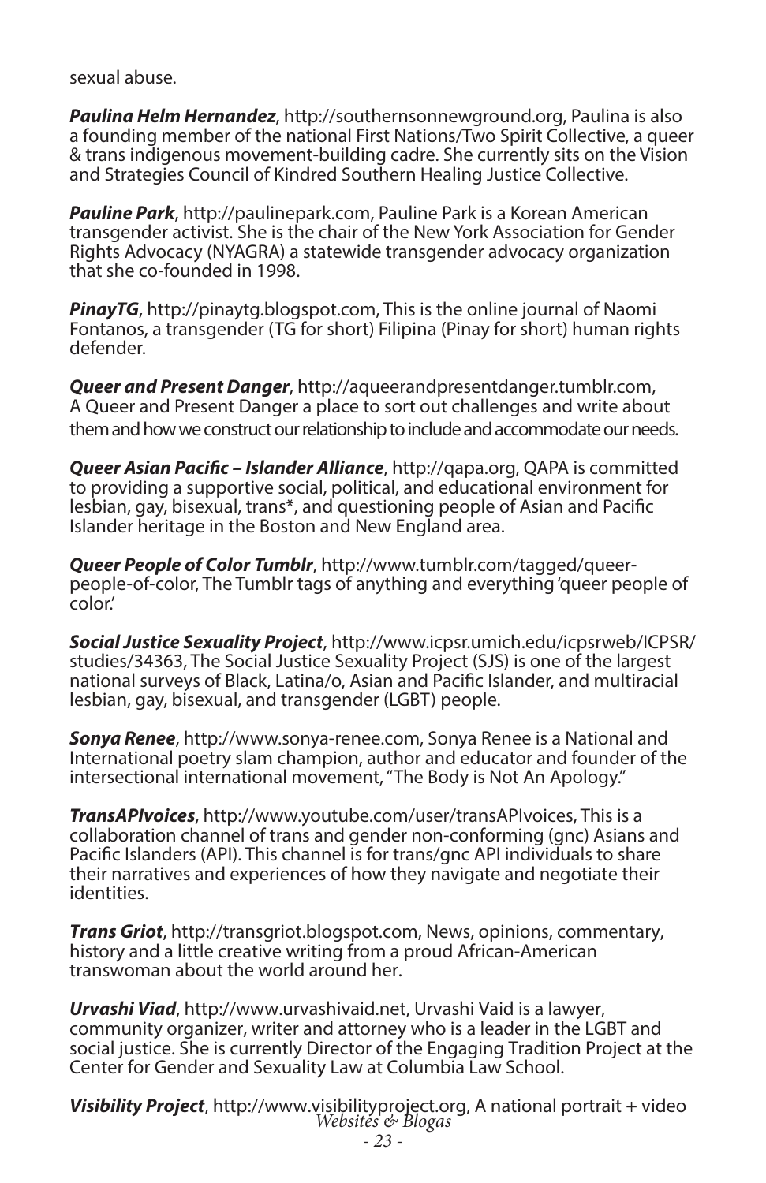sexual abuse.

***Paulina Helm Hernandez***, http://southernsonnewground.org, Paulina is also a founding member of the national First Nations/Two Spirit Collective, a queer & trans indigenous movement-building cadre. She currently sits on the Vision and Strategies Council of Kindred Southern Healing Justice Collective.

***Pauline Park***, http://paulinepark.com, Pauline Park is a Korean American transgender activist. She is the chair of the New York Association for Gender Rights Advocacy (NYAGRA) a statewide transgender advocacy organization that she co-founded in 1998.

***PinayTG***, http://pinaytg.blogspot.com, This is the online journal of Naomi Fontanos, a transgender (TG for short) Filipina (Pinay for short) human rights defender.

***Queer and Present Danger***, http://aqueerandpresentdanger.tumblr.com, A Queer and Present Danger a place to sort out challenges and write about them and how we construct our relationship to include and accommodate our needs.

***Queer Asian Pacific – Islander Alliance***, http://qapa.org, QAPA is committed to providing a supportive social, political, and educational environment for lesbian, gay, bisexual, trans*, and questioning people of Asian and Pacific Islander heritage in the Boston and New England area.

***Queer People of Color Tumblr***, http://www.tumblr.com/tagged/queer-people-of-color, The Tumblr tags of anything and everything 'queer people of color.'

***Social Justice Sexuality Project***, http://www.icpsr.umich.edu/icpsrweb/ICPSR/studies/34363, The Social Justice Sexuality Project (SJS) is one of the largest national surveys of Black, Latina/o, Asian and Pacific Islander, and multiracial lesbian, gay, bisexual, and transgender (LGBT) people.

***Sonya Renee***, http://www.sonya-renee.com, Sonya Renee is a National and International poetry slam champion, author and educator and founder of the intersectional international movement, "The Body is Not An Apology."

***TransAPIvoices***, http://www.youtube.com/user/transAPIvoices, This is a collaboration channel of trans and gender non-conforming (gnc) Asians and Pacific Islanders (API). This channel is for trans/gnc API individuals to share their narratives and experiences of how they navigate and negotiate their identities.

***Trans Griot***, http://transgriot.blogspot.com, News, opinions, commentary, history and a little creative writing from a proud African-American transwoman about the world around her.

***Urvashi Viad***, http://www.urvashivaid.net, Urvashi Vaid is a lawyer, community organizer, writer and attorney who is a leader in the LGBT and social justice. She is currently Director of the Engaging Tradition Project at the Center for Gender and Sexuality Law at Columbia Law School.

***Visibility Project***, http://www.visibilityproject.org, A national portrait + video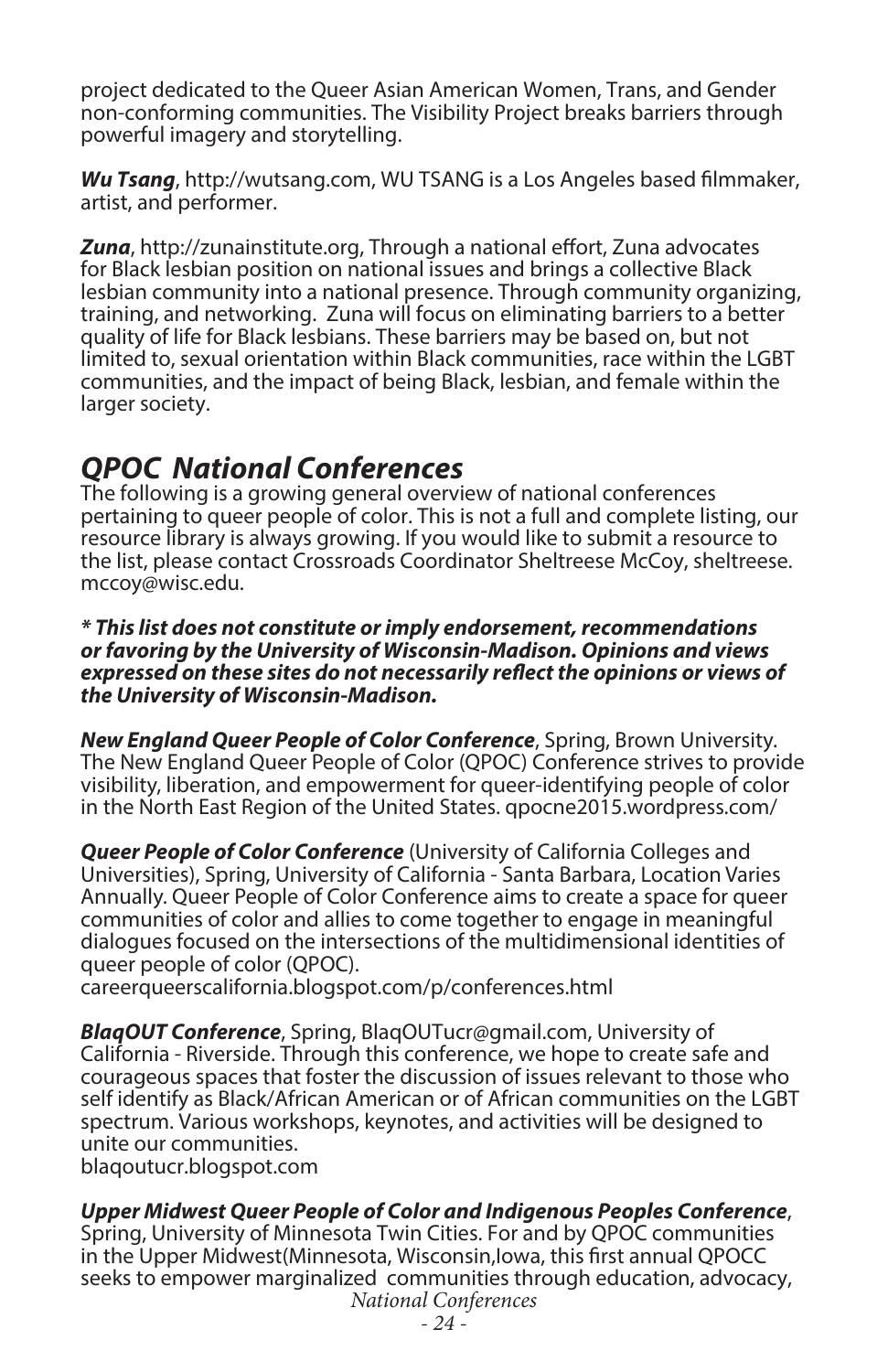project dedicated to the Queer Asian American Women, Trans, and Gender non-conforming communities. The Visibility Project breaks barriers through powerful imagery and storytelling.

***Wu Tsang***, http://wutsang.com, WU TSANG is a Los Angeles based filmmaker, artist, and performer.

***Zuna***, http://zunainstitute.org, Through a national effort, Zuna advocates for Black lesbian position on national issues and brings a collective Black lesbian community into a national presence. Through community organizing, training, and networking. Zuna will focus on eliminating barriers to a better quality of life for Black lesbians. These barriers may be based on, but not limited to, sexual orientation within Black communities, race within the LGBT communities, and the impact of being Black, lesbian, and female within the larger society.

## *QPOC National Conferences*

The following is a growing general overview of national conferences pertaining to queer people of color. This is not a full and complete listing, our resource library is always growing. If you would like to submit a resource to the list, please contact Crossroads Coordinator Sheltreese McCoy, sheltreese.mccoy@wisc.edu.

***\* This list does not constitute or imply endorsement, recommendations or favoring by the University of Wisconsin-Madison. Opinions and views expressed on these sites do not necessarily reflect the opinions or views of the University of Wisconsin-Madison.***

***New England Queer People of Color Conference***, Spring, Brown University. The New England Queer People of Color (QPOC) Conference strives to provide visibility, liberation, and empowerment for queer-identifying people of color in the North East Region of the United States. qpocne2015.wordpress.com/

***Queer People of Color Conference*** (University of California Colleges and Universities), Spring, University of California - Santa Barbara, Location Varies Annually. Queer People of Color Conference aims to create a space for queer communities of color and allies to come together to engage in meaningful dialogues focused on the intersections of the multidimensional identities of queer people of color (QPOC).
careerqueerscalifornia.blogspot.com/p/conferences.html

***BlaqOUT Conference***, Spring, BlaqOUTucr@gmail.com, University of California - Riverside. Through this conference, we hope to create safe and courageous spaces that foster the discussion of issues relevant to those who self identify as Black/African American or of African communities on the LGBT spectrum. Various workshops, keynotes, and activities will be designed to unite our communities.
blaqoutucr.blogspot.com

***Upper Midwest Queer People of Color and Indigenous Peoples Conference***, Spring, University of Minnesota Twin Cities. For and by QPOC communities in the Upper Midwest(Minnesota, Wisconsin,Iowa, this first annual QPOCC seeks to empower marginalized communities through education, advocacy,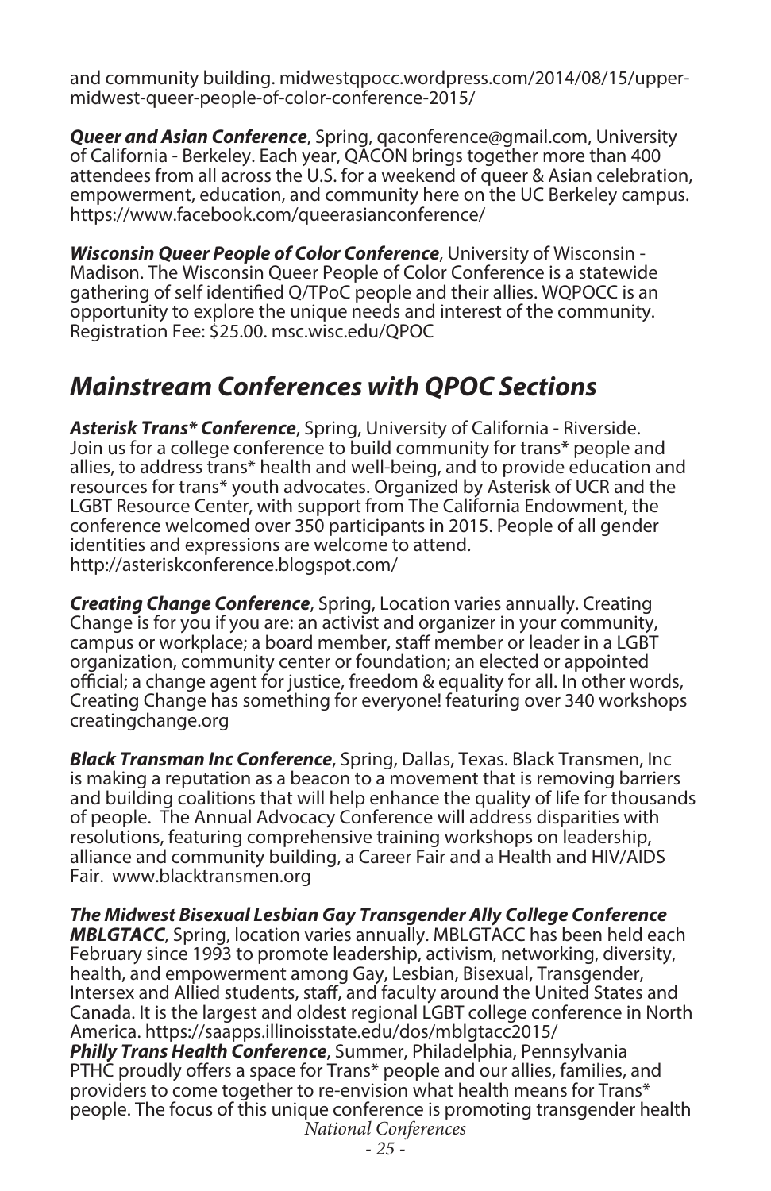and community building. midwestqpocc.wordpress.com/2014/08/15/upper-midwest-queer-people-of-color-conference-2015/

***Queer and Asian Conference***, Spring, qaconference@gmail.com, University of California - Berkeley. Each year, QACON brings together more than 400 attendees from all across the U.S. for a weekend of queer & Asian celebration, empowerment, education, and community here on the UC Berkeley campus. https://www.facebook.com/queerasianconference/

***Wisconsin Queer People of Color Conference***, University of Wisconsin - Madison. The Wisconsin Queer People of Color Conference is a statewide gathering of self identified Q/TPoC people and their allies. WQPOCC is an opportunity to explore the unique needs and interest of the community. Registration Fee: $25.00. msc.wisc.edu/QPOC

## *Mainstream Conferences with QPOC Sections*

***Asterisk Trans* Conference***, Spring, University of California - Riverside. Join us for a college conference to build community for trans* people and allies, to address trans* health and well-being, and to provide education and resources for trans* youth advocates. Organized by Asterisk of UCR and the LGBT Resource Center, with support from The California Endowment, the conference welcomed over 350 participants in 2015. People of all gender identities and expressions are welcome to attend. http://asteriskconference.blogspot.com/

***Creating Change Conference***, Spring, Location varies annually. Creating Change is for you if you are: an activist and organizer in your community, campus or workplace; a board member, staff member or leader in a LGBT organization, community center or foundation; an elected or appointed official; a change agent for justice, freedom & equality for all. In other words, Creating Change has something for everyone! featuring over 340 workshops creatingchange.org

***Black Transman Inc Conference***, Spring, Dallas, Texas. Black Transmen, Inc is making a reputation as a beacon to a movement that is removing barriers and building coalitions that will help enhance the quality of life for thousands of people. The Annual Advocacy Conference will address disparities with resolutions, featuring comprehensive training workshops on leadership, alliance and community building, a Career Fair and a Health and HIV/AIDS Fair. www.blacktransmen.org

***The Midwest Bisexual Lesbian Gay Transgender Ally College Conference MBLGTACC***, Spring, location varies annually. MBLGTACC has been held each February since 1993 to promote leadership, activism, networking, diversity, health, and empowerment among Gay, Lesbian, Bisexual, Transgender, Intersex and Allied students, staff, and faculty around the United States and Canada. It is the largest and oldest regional LGBT college conference in North America. https://saapps.illinoisstate.edu/dos/mblgtacc2015/

***Philly Trans Health Conference***, Summer, Philadelphia, Pennsylvania PTHC proudly offers a space for Trans* people and our allies, families, and providers to come together to re-envision what health means for Trans* people. The focus of this unique conference is promoting transgender health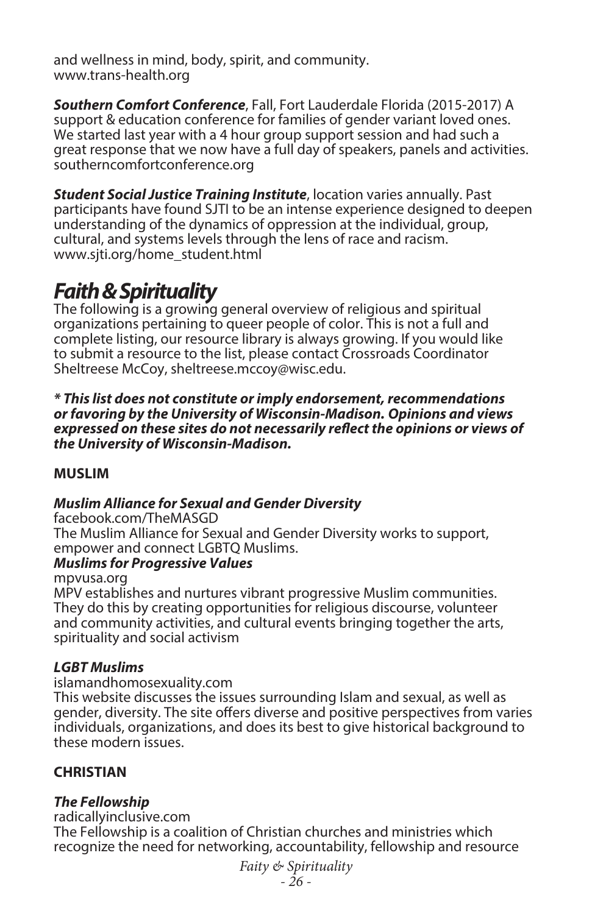and wellness in mind, body, spirit, and community.
www.trans-health.org

***Southern Comfort Conference***, Fall, Fort Lauderdale Florida (2015-2017) A support & education conference for families of gender variant loved ones. We started last year with a 4 hour group support session and had such a great response that we now have a full day of speakers, panels and activities. southerncomfortconference.org

***Student Social Justice Training Institute***, location varies annually. Past participants have found SJTI to be an intense experience designed to deepen understanding of the dynamics of oppression at the individual, group, cultural, and systems levels through the lens of race and racism.
www.sjti.org/home_student.html

# *Faith & Spirituality*

The following is a growing general overview of religious and spiritual organizations pertaining to queer people of color. This is not a full and complete listing, our resource library is always growing. If you would like to submit a resource to the list, please contact Crossroads Coordinator Sheltreese McCoy, sheltreese.mccoy@wisc.edu.

***\* This list does not constitute or imply endorsement, recommendations or favoring by the University of Wisconsin-Madison. Opinions and views expressed on these sites do not necessarily reflect the opinions or views of the University of Wisconsin-Madison.***

**MUSLIM**

***Muslim Alliance for Sexual and Gender Diversity***
facebook.com/TheMASGD
The Muslim Alliance for Sexual and Gender Diversity works to support, empower and connect LGBTQ Muslims.

***Muslims for Progressive Values***
mpvusa.org
MPV establishes and nurtures vibrant progressive Muslim communities. They do this by creating opportunities for religious discourse, volunteer and community activities, and cultural events bringing together the arts, spirituality and social activism

***LGBT Muslims***
islamandhomosexuality.com
This website discusses the issues surrounding Islam and sexual, as well as gender, diversity. The site offers diverse and positive perspectives from varies individuals, organizations, and does its best to give historical background to these modern issues.

**CHRISTIAN**

***The Fellowship***
radicallyinclusive.com
The Fellowship is a coalition of Christian churches and ministries which recognize the need for networking, accountability, fellowship and resource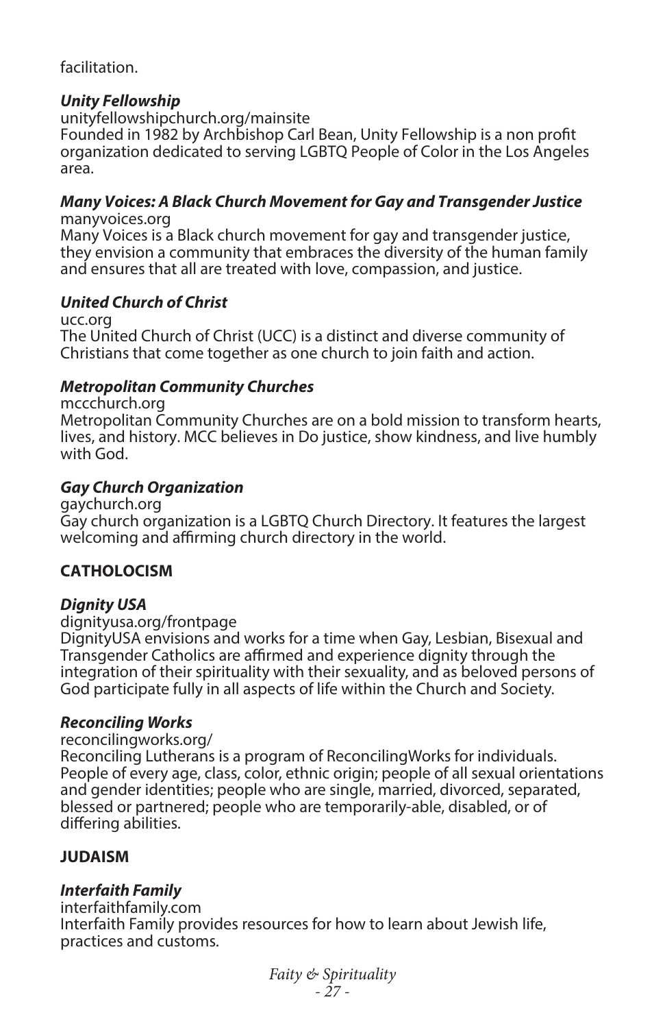facilitation.

***Unity Fellowship***
unityfellowshipchurch.org/mainsite
Founded in 1982 by Archbishop Carl Bean, Unity Fellowship is a non profit organization dedicated to serving LGBTQ People of Color in the Los Angeles area.

***Many Voices: A Black Church Movement for Gay and Transgender Justice***
manyvoices.org
Many Voices is a Black church movement for gay and transgender justice, they envision a community that embraces the diversity of the human family and ensures that all are treated with love, compassion, and justice.

***United Church of Christ***
ucc.org
The United Church of Christ (UCC) is a distinct and diverse community of Christians that come together as one church to join faith and action.

***Metropolitan Community Churches***
mccchurch.org
Metropolitan Community Churches are on a bold mission to transform hearts, lives, and history. MCC believes in Do justice, show kindness, and live humbly with God.

***Gay Church Organization***
gaychurch.org
Gay church organization is a LGBTQ Church Directory. It features the largest welcoming and affirming church directory in the world.

**CATHOLOCISM**

***Dignity USA***
dignityusa.org/frontpage
DignityUSA envisions and works for a time when Gay, Lesbian, Bisexual and Transgender Catholics are affirmed and experience dignity through the integration of their spirituality with their sexuality, and as beloved persons of God participate fully in all aspects of life within the Church and Society.

***Reconciling Works***
reconcilingworks.org/
Reconciling Lutherans is a program of ReconcilingWorks for individuals. People of every age, class, color, ethnic origin; people of all sexual orientations and gender identities; people who are single, married, divorced, separated, blessed or partnered; people who are temporarily-able, disabled, or of differing abilities.

**JUDAISM**

***Interfaith Family***
interfaithfamily.com
Interfaith Family provides resources for how to learn about Jewish life, practices and customs.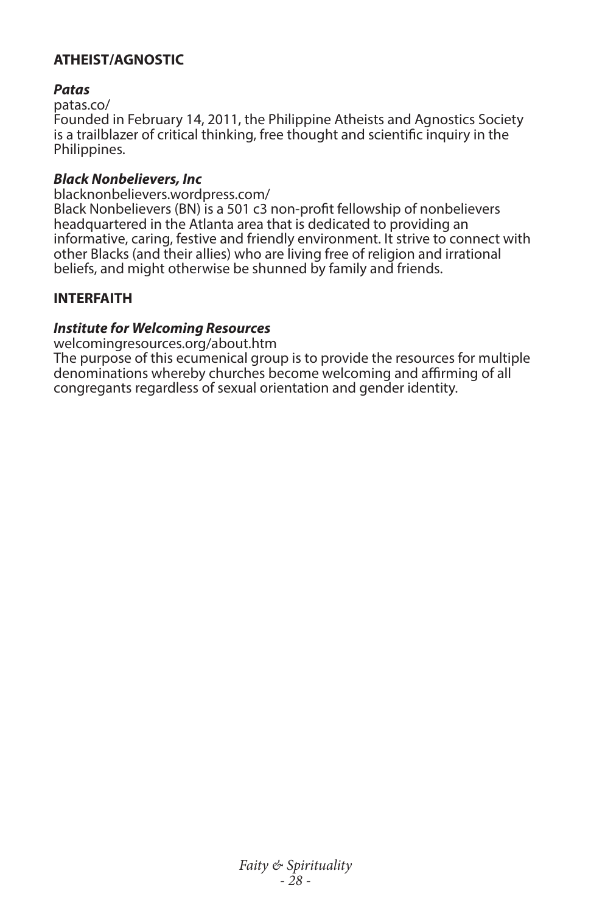## ATHEIST/AGNOSTIC

***Patas***

patas.co/

Founded in February 14, 2011, the Philippine Atheists and Agnostics Society is a trailblazer of critical thinking, free thought and scientific inquiry in the Philippines.

***Black Nonbelievers, Inc***

blacknonbelievers.wordpress.com/

Black Nonbelievers (BN) is a 501 c3 non-profit fellowship of nonbelievers headquartered in the Atlanta area that is dedicated to providing an informative, caring, festive and friendly environment. It strive to connect with other Blacks (and their allies) who are living free of religion and irrational beliefs, and might otherwise be shunned by family and friends.

## INTERFAITH

***Institute for Welcoming Resources***

welcomingresources.org/about.htm

The purpose of this ecumenical group is to provide the resources for multiple denominations whereby churches become welcoming and affirming of all congregants regardless of sexual orientation and gender identity.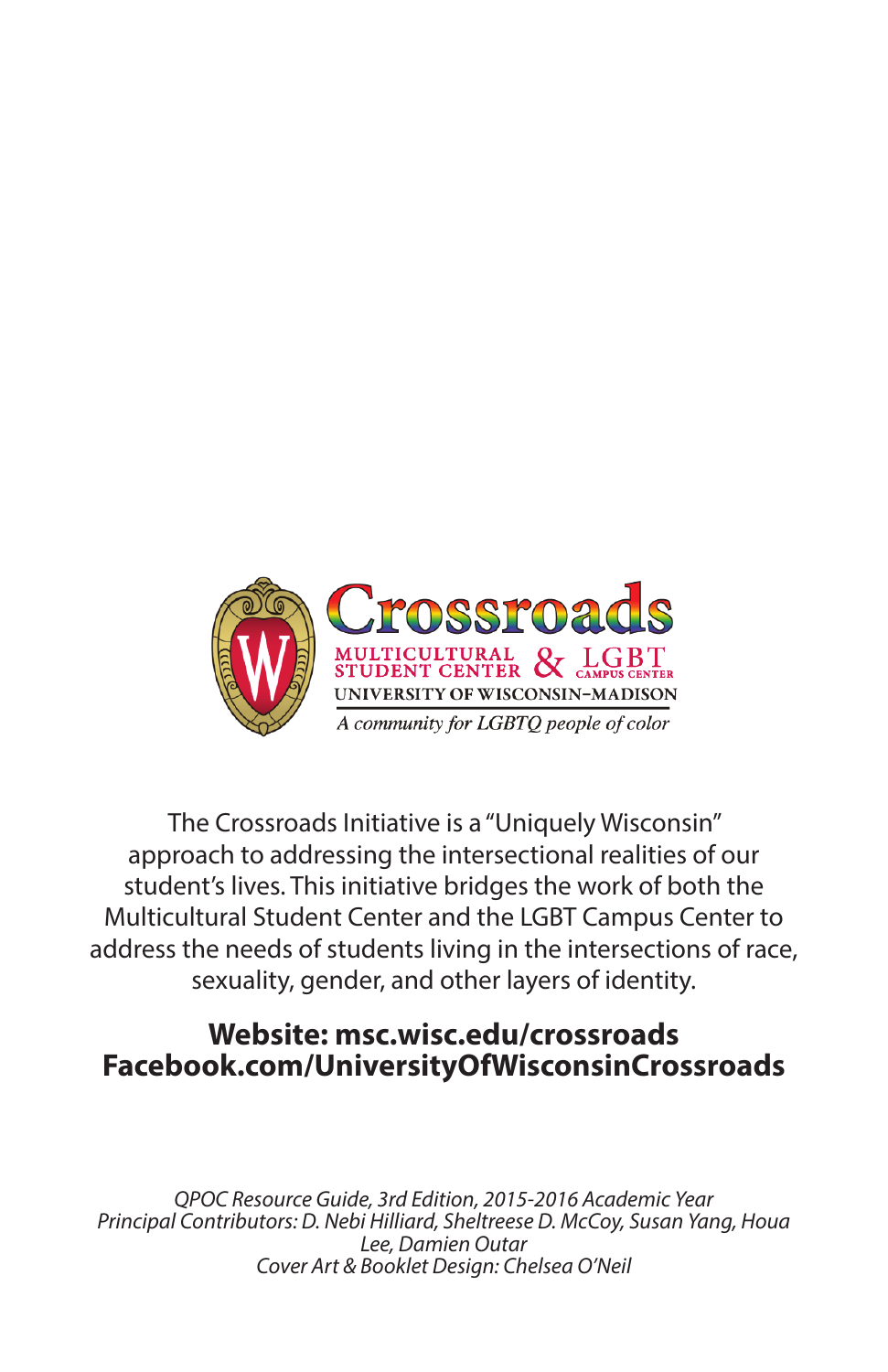Crossroads

MULTICULTURAL STUDENT CENTER & LGBT CAMPUS CENTER

UNIVERSITY OF WISCONSIN–MADISON

*A community for LGBTQ people of color*

The Crossroads Initiative is a "Uniquely Wisconsin" approach to addressing the intersectional realities of our student's lives. This initiative bridges the work of both the Multicultural Student Center and the LGBT Campus Center to address the needs of students living in the intersections of race, sexuality, gender, and other layers of identity.

**Website: msc.wisc.edu/crossroads**
**Facebook.com/UniversityOfWisconsinCrossroads**

*QPOC Resource Guide, 3rd Edition, 2015-2016 Academic Year*
*Principal Contributors: D. Nebi Hilliard, Sheltreese D. McCoy, Susan Yang, Houa Lee, Damien Outar*
*Cover Art & Booklet Design: Chelsea O'Neil*